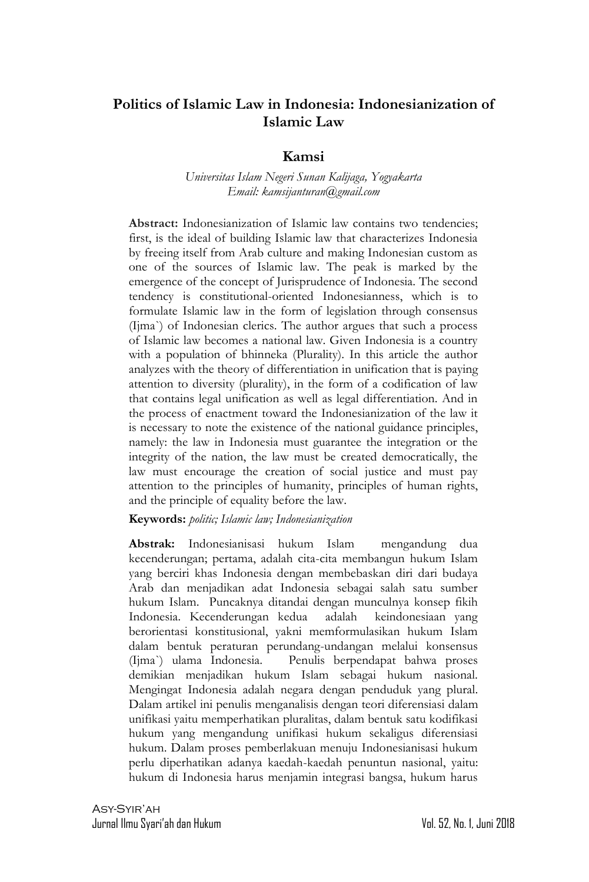# Politics of Islamic Law in Indonesia: Indonesianization of Islamic Law

**Kamsi**

*Universitas Islam Negeri Sunan Kalijaga, Yogyakarta*
*Email: kamsijanturan@gmail.com*

**Abstract:** Indonesianization of Islamic law contains two tendencies; first, is the ideal of building Islamic law that characterizes Indonesia by freeing itself from Arab culture and making Indonesian custom as one of the sources of Islamic law. The peak is marked by the emergence of the concept of Jurisprudence of Indonesia. The second tendency is constitutional-oriented Indonesianness, which is to formulate Islamic law in the form of legislation through consensus (Ijma`) of Indonesian clerics. The author argues that such a process of Islamic law becomes a national law. Given Indonesia is a country with a population of bhinneka (Plurality). In this article the author analyzes with the theory of differentiation in unification that is paying attention to diversity (plurality), in the form of a codification of law that contains legal unification as well as legal differentiation. And in the process of enactment toward the Indonesianization of the law it is necessary to note the existence of the national guidance principles, namely: the law in Indonesia must guarantee the integration or the integrity of the nation, the law must be created democratically, the law must encourage the creation of social justice and must pay attention to the principles of humanity, principles of human rights, and the principle of equality before the law.

**Keywords:** *politic; Islamic law; Indonesianization*

**Abstrak:** Indonesianisasi hukum Islam mengandung dua kecenderungan; pertama, adalah cita-cita membangun hukum Islam yang berciri khas Indonesia dengan membebaskan diri dari budaya Arab dan menjadikan adat Indonesia sebagai salah satu sumber hukum Islam. Puncaknya ditandai dengan munculnya konsep fikih Indonesia. Kecenderungan kedua adalah keindonesiaan yang berorientasi konstitusional, yakni memformulasikan hukum Islam dalam bentuk peraturan perundang-undangan melalui konsensus (Ijma`) ulama Indonesia. Penulis berpendapat bahwa proses demikian menjadikan hukum Islam sebagai hukum nasional. Mengingat Indonesia adalah negara dengan penduduk yang plural. Dalam artikel ini penulis menganalisis dengan teori diferensiasi dalam unifikasi yaitu memperhatikan pluralitas, dalam bentuk satu kodifikasi hukum yang mengandung unifikasi hukum sekaligus diferensiasi hukum. Dalam proses pemberlakuan menuju Indonesianisasi hukum perlu diperhatikan adanya kaedah-kaedah penuntun nasional, yaitu: hukum di Indonesia harus menjamin integrasi bangsa, hukum harus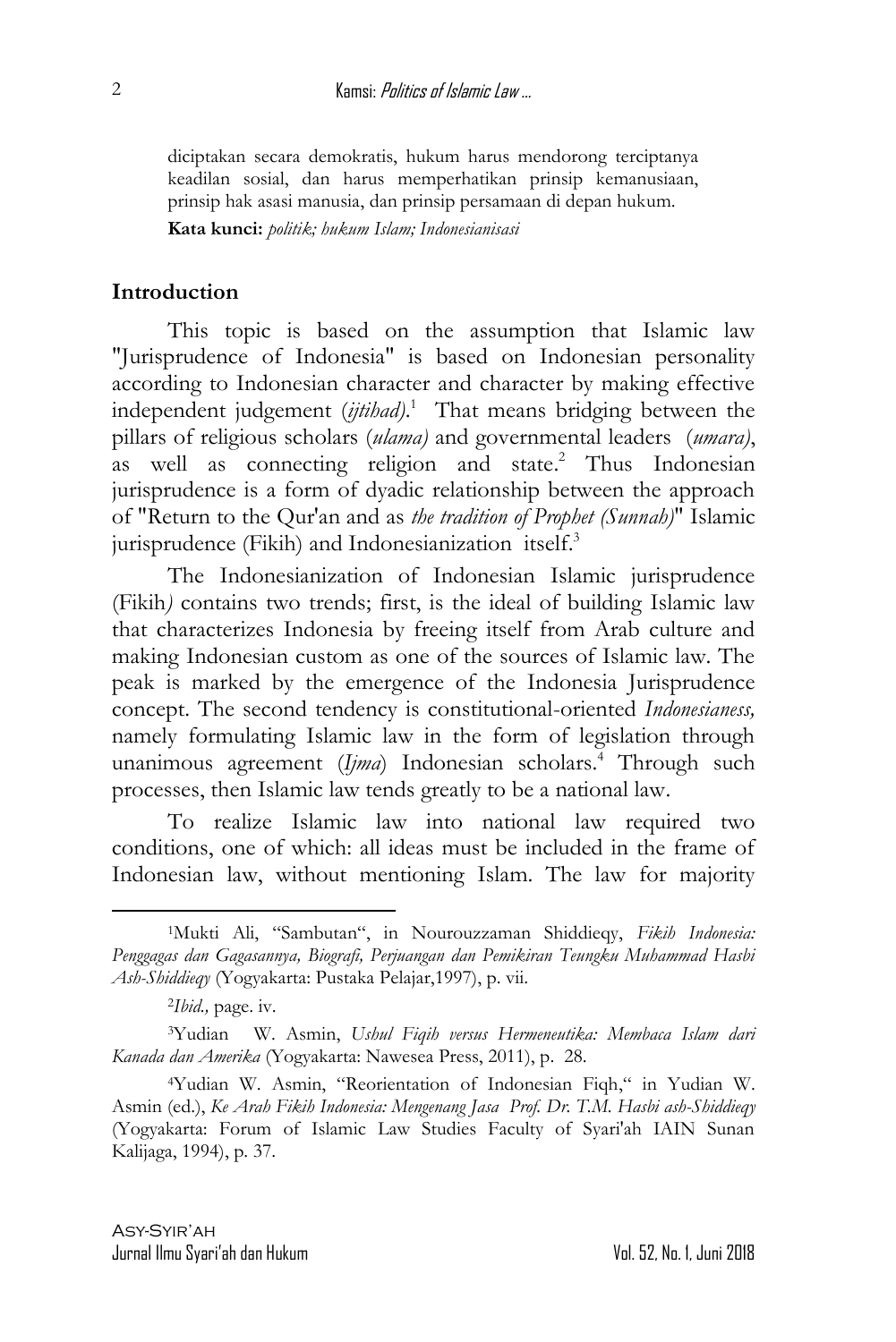diciptakan secara demokratis, hukum harus mendorong terciptanya keadilan sosial, dan harus memperhatikan prinsip kemanusiaan, prinsip hak asasi manusia, dan prinsip persamaan di depan hukum.

**Kata kunci:** *politik; hukum Islam; Indonesianisasi*

## Introduction

This topic is based on the assumption that Islamic law "Jurisprudence of Indonesia" is based on Indonesian personality according to Indonesian character and character by making effective independent judgement (*ijtihad)*.[1] That means bridging between the pillars of religious scholars (*ulama)* and governmental leaders (*umara)*, as well as connecting religion and state.[2] Thus Indonesian jurisprudence is a form of dyadic relationship between the approach of "Return to the Qur'an and as *the tradition of Prophet (Sunnah)*" Islamic jurisprudence (Fikih) and Indonesianization itself.[3]

The Indonesianization of Indonesian Islamic jurisprudence (Fikih*)* contains two trends; first, is the ideal of building Islamic law that characterizes Indonesia by freeing itself from Arab culture and making Indonesian custom as one of the sources of Islamic law. The peak is marked by the emergence of the Indonesia Jurisprudence concept. The second tendency is constitutional-oriented *Indonesianess,* namely formulating Islamic law in the form of legislation through unanimous agreement (*Ijma*) Indonesian scholars.[4] Through such processes, then Islamic law tends greatly to be a national law.

To realize Islamic law into national law required two conditions, one of which: all ideas must be included in the frame of Indonesian law, without mentioning Islam. The law for majority

---

[1]Mukti Ali, "Sambutan", in Nourouzzaman Shiddieqy, *Fikih Indonesia: Penggagas dan Gagasannya, Biografi, Perjuangan dan Pemikiran Teungku Muhammad Hasbi Ash-Shiddieqy* (Yogyakarta: Pustaka Pelajar,1997), p. vii.

[2]*Ibid.,* page. iv.

[3]Yudian W. Asmin, *Ushul Fiqih versus Hermeneutika: Membaca Islam dari Kanada dan Amerika* (Yogyakarta: Nawesea Press, 2011), p. 28.

[4]Yudian W. Asmin, "Reorientation of Indonesian Fiqh," in Yudian W. Asmin (ed.), *Ke Arah Fikih Indonesia: Mengenang Jasa Prof. Dr. T.M. Hasbi ash-Shiddieqy* (Yogyakarta: Forum of Islamic Law Studies Faculty of Syari'ah IAIN Sunan Kalijaga, 1994), p. 37.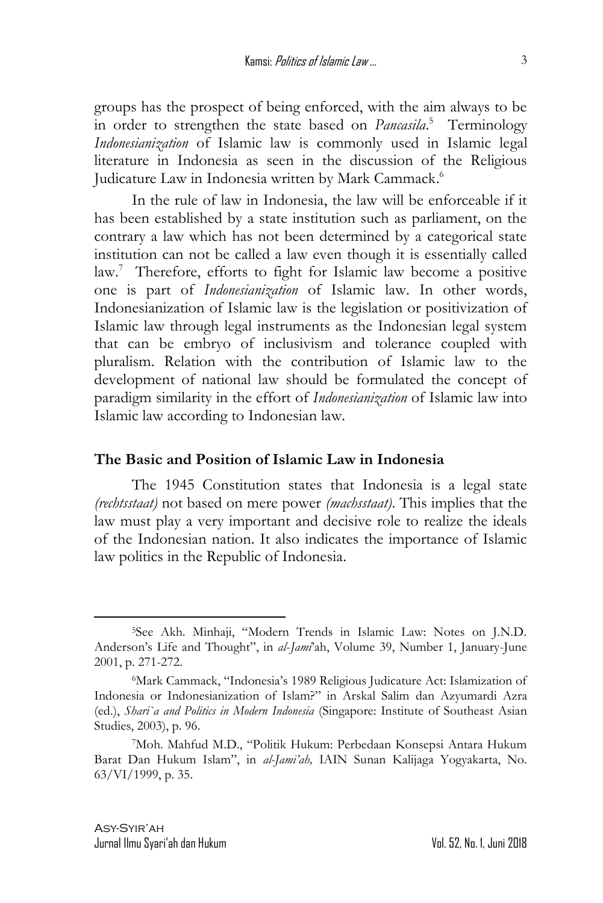groups has the prospect of being enforced, with the aim always to be in order to strengthen the state based on *Pancasila*.[5] Terminology *Indonesianization* of Islamic law is commonly used in Islamic legal literature in Indonesia as seen in the discussion of the Religious Judicature Law in Indonesia written by Mark Cammack.[6]

In the rule of law in Indonesia, the law will be enforceable if it has been established by a state institution such as parliament, on the contrary a law which has not been determined by a categorical state institution can not be called a law even though it is essentially called law.[7] Therefore, efforts to fight for Islamic law become a positive one is part of *Indonesianization* of Islamic law. In other words, Indonesianization of Islamic law is the legislation or positivization of Islamic law through legal instruments as the Indonesian legal system that can be embryo of inclusivism and tolerance coupled with pluralism. Relation with the contribution of Islamic law to the development of national law should be formulated the concept of paradigm similarity in the effort of *Indonesianization* of Islamic law into Islamic law according to Indonesian law.

## The Basic and Position of Islamic Law in Indonesia

The 1945 Constitution states that Indonesia is a legal state *(rechtsstaat)* not based on mere power *(machsstaat)*. This implies that the law must play a very important and decisive role to realize the ideals of the Indonesian nation. It also indicates the importance of Islamic law politics in the Republic of Indonesia.

---

[5]See Akh. Minhaji, "Modern Trends in Islamic Law: Notes on J.N.D. Anderson's Life and Thought", in *al-Jami*'ah, Volume 39, Number 1, January-June 2001, p. 271-272.

[6]Mark Cammack, "Indonesia's 1989 Religious Judicature Act: Islamization of Indonesia or Indonesianization of Islam?" in Arskal Salim dan Azyumardi Azra (ed.), *Shari`a and Politics in Modern Indonesia* (Singapore: Institute of Southeast Asian Studies, 2003), p. 96.

[7]Moh. Mahfud M.D., "Politik Hukum: Perbedaan Konsepsi Antara Hukum Barat Dan Hukum Islam", in *al-Jami'ah,* IAIN Sunan Kalijaga Yogyakarta, No. 63/VI/1999, p. 35.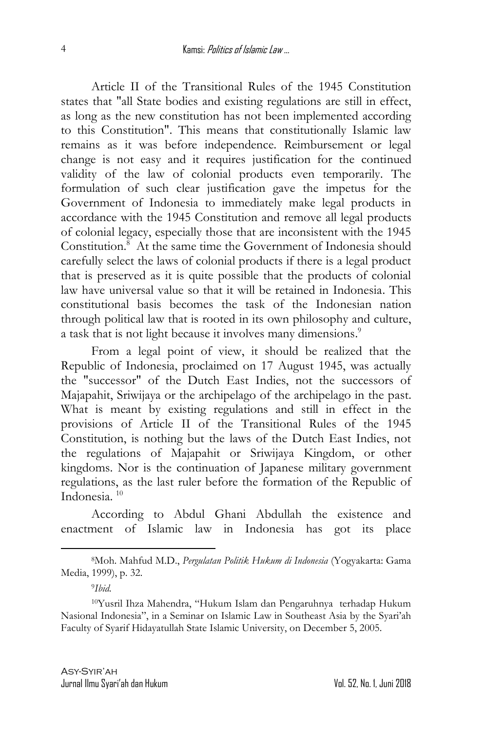Article II of the Transitional Rules of the 1945 Constitution states that "all State bodies and existing regulations are still in effect, as long as the new constitution has not been implemented according to this Constitution". This means that constitutionally Islamic law remains as it was before independence. Reimbursement or legal change is not easy and it requires justification for the continued validity of the law of colonial products even temporarily. The formulation of such clear justification gave the impetus for the Government of Indonesia to immediately make legal products in accordance with the 1945 Constitution and remove all legal products of colonial legacy, especially those that are inconsistent with the 1945 Constitution.[8] At the same time the Government of Indonesia should carefully select the laws of colonial products if there is a legal product that is preserved as it is quite possible that the products of colonial law have universal value so that it will be retained in Indonesia. This constitutional basis becomes the task of the Indonesian nation through political law that is rooted in its own philosophy and culture, a task that is not light because it involves many dimensions.[9]

From a legal point of view, it should be realized that the Republic of Indonesia, proclaimed on 17 August 1945, was actually the "successor" of the Dutch East Indies, not the successors of Majapahit, Sriwijaya or the archipelago of the archipelago in the past. What is meant by existing regulations and still in effect in the provisions of Article II of the Transitional Rules of the 1945 Constitution, is nothing but the laws of the Dutch East Indies, not the regulations of Majapahit or Sriwijaya Kingdom, or other kingdoms. Nor is the continuation of Japanese military government regulations, as the last ruler before the formation of the Republic of Indonesia.[10]

According to Abdul Ghani Abdullah the existence and enactment of Islamic law in Indonesia has got its place

---

[8] Moh. Mahfud M.D., *Pergulatan Politik Hukum di Indonesia* (Yogyakarta: Gama Media, 1999), p. 32.

[9] *Ibid.*

[10] Yusril Ihza Mahendra, "Hukum Islam dan Pengaruhnya terhadap Hukum Nasional Indonesia", in a Seminar on Islamic Law in Southeast Asia by the Syari'ah Faculty of Syarif Hidayatullah State Islamic University, on December 5, 2005.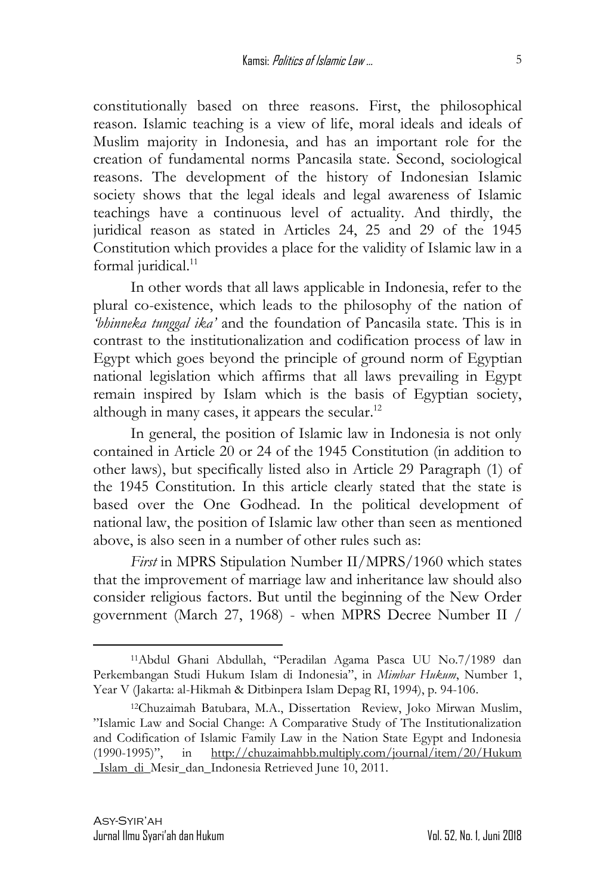constitutionally based on three reasons. First, the philosophical reason. Islamic teaching is a view of life, moral ideals and ideals of Muslim majority in Indonesia, and has an important role for the creation of fundamental norms Pancasila state. Second, sociological reasons. The development of the history of Indonesian Islamic society shows that the legal ideals and legal awareness of Islamic teachings have a continuous level of actuality. And thirdly, the juridical reason as stated in Articles 24, 25 and 29 of the 1945 Constitution which provides a place for the validity of Islamic law in a formal juridical.[11]

In other words that all laws applicable in Indonesia, refer to the plural co-existence, which leads to the philosophy of the nation of *'bhinneka tunggal ika'* and the foundation of Pancasila state. This is in contrast to the institutionalization and codification process of law in Egypt which goes beyond the principle of ground norm of Egyptian national legislation which affirms that all laws prevailing in Egypt remain inspired by Islam which is the basis of Egyptian society, although in many cases, it appears the secular.[12]

In general, the position of Islamic law in Indonesia is not only contained in Article 20 or 24 of the 1945 Constitution (in addition to other laws), but specifically listed also in Article 29 Paragraph (1) of the 1945 Constitution. In this article clearly stated that the state is based over the One Godhead. In the political development of national law, the position of Islamic law other than seen as mentioned above, is also seen in a number of other rules such as:

*First* in MPRS Stipulation Number II/MPRS/1960 which states that the improvement of marriage law and inheritance law should also consider religious factors. But until the beginning of the New Order government (March 27, 1968) - when MPRS Decree Number II /

---

[11]Abdul Ghani Abdullah, "Peradilan Agama Pasca UU No.7/1989 dan Perkembangan Studi Hukum Islam di Indonesia", in *Mimbar Hukum*, Number 1, Year V (Jakarta: al-Hikmah & Ditbinpera Islam Depag RI, 1994), p. 94-106.

[12]Chuzaimah Batubara, M.A., Dissertation Review, Joko Mirwan Muslim, "Islamic Law and Social Change: A Comparative Study of The Institutionalization and Codification of Islamic Family Law in the Nation State Egypt and Indonesia (1990-1995)", in http://chuzaimahbb.multiply.com/journal/item/20/Hukum_Islam_di_Mesir_dan_Indonesia Retrieved June 10, 2011.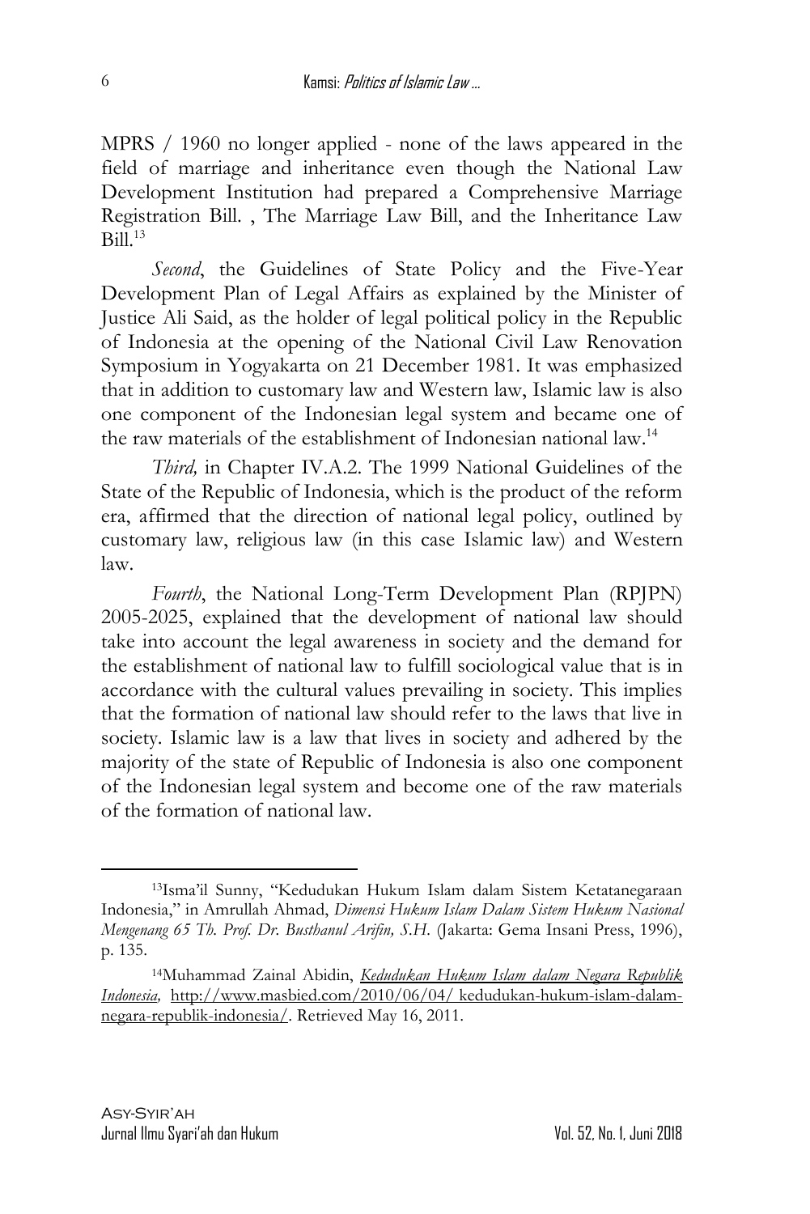MPRS / 1960 no longer applied - none of the laws appeared in the field of marriage and inheritance even though the National Law Development Institution had prepared a Comprehensive Marriage Registration Bill. , The Marriage Law Bill, and the Inheritance Law Bill.[13]

*Second*, the Guidelines of State Policy and the Five-Year Development Plan of Legal Affairs as explained by the Minister of Justice Ali Said, as the holder of legal political policy in the Republic of Indonesia at the opening of the National Civil Law Renovation Symposium in Yogyakarta on 21 December 1981. It was emphasized that in addition to customary law and Western law, Islamic law is also one component of the Indonesian legal system and became one of the raw materials of the establishment of Indonesian national law.[14]

*Third,* in Chapter IV.A.2. The 1999 National Guidelines of the State of the Republic of Indonesia, which is the product of the reform era, affirmed that the direction of national legal policy, outlined by customary law, religious law (in this case Islamic law) and Western law.

*Fourth*, the National Long-Term Development Plan (RPJPN) 2005-2025, explained that the development of national law should take into account the legal awareness in society and the demand for the establishment of national law to fulfill sociological value that is in accordance with the cultural values prevailing in society. This implies that the formation of national law should refer to the laws that live in society. Islamic law is a law that lives in society and adhered by the majority of the state of Republic of Indonesia is also one component of the Indonesian legal system and become one of the raw materials of the formation of national law.

---

[13]Isma'il Sunny, "Kedudukan Hukum Islam dalam Sistem Ketatanegaraan Indonesia," in Amrullah Ahmad, *Dimensi Hukum Islam Dalam Sistem Hukum Nasional Mengenang 65 Th. Prof. Dr. Busthanul Arifin, S.H.* (Jakarta: Gema Insani Press, 1996), p. 135.

[14]Muhammad Zainal Abidin, *Kedudukan Hukum Islam dalam Negara Republik Indonesia,* http://www.masbied.com/2010/06/04/ kedudukan-hukum-islam-dalam-negara-republik-indonesia/. Retrieved May 16, 2011.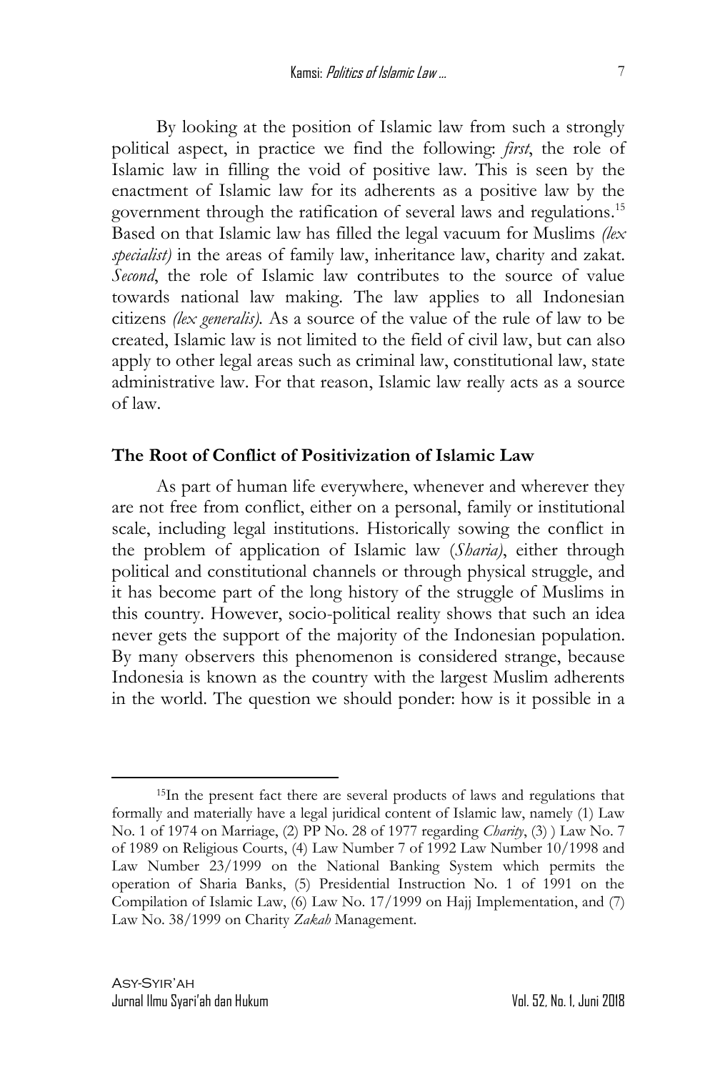By looking at the position of Islamic law from such a strongly political aspect, in practice we find the following: *first*, the role of Islamic law in filling the void of positive law. This is seen by the enactment of Islamic law for its adherents as a positive law by the government through the ratification of several laws and regulations.[15] Based on that Islamic law has filled the legal vacuum for Muslims *(lex specialist)* in the areas of family law, inheritance law, charity and zakat. *Second*, the role of Islamic law contributes to the source of value towards national law making. The law applies to all Indonesian citizens *(lex generalis)*. As a source of the value of the rule of law to be created, Islamic law is not limited to the field of civil law, but can also apply to other legal areas such as criminal law, constitutional law, state administrative law. For that reason, Islamic law really acts as a source of law.

## The Root of Conflict of Positivization of Islamic Law

As part of human life everywhere, whenever and wherever they are not free from conflict, either on a personal, family or institutional scale, including legal institutions. Historically sowing the conflict in the problem of application of Islamic law (*Sharia)*, either through political and constitutional channels or through physical struggle, and it has become part of the long history of the struggle of Muslims in this country. However, socio-political reality shows that such an idea never gets the support of the majority of the Indonesian population. By many observers this phenomenon is considered strange, because Indonesia is known as the country with the largest Muslim adherents in the world. The question we should ponder: how is it possible in a

---

[15]In the present fact there are several products of laws and regulations that formally and materially have a legal juridical content of Islamic law, namely (1) Law No. 1 of 1974 on Marriage, (2) PP No. 28 of 1977 regarding *Charity*, (3) ) Law No. 7 of 1989 on Religious Courts, (4) Law Number 7 of 1992 Law Number 10/1998 and Law Number 23/1999 on the National Banking System which permits the operation of Sharia Banks, (5) Presidential Instruction No. 1 of 1991 on the Compilation of Islamic Law, (6) Law No. 17/1999 on Hajj Implementation, and (7) Law No. 38/1999 on Charity *Zakah* Management.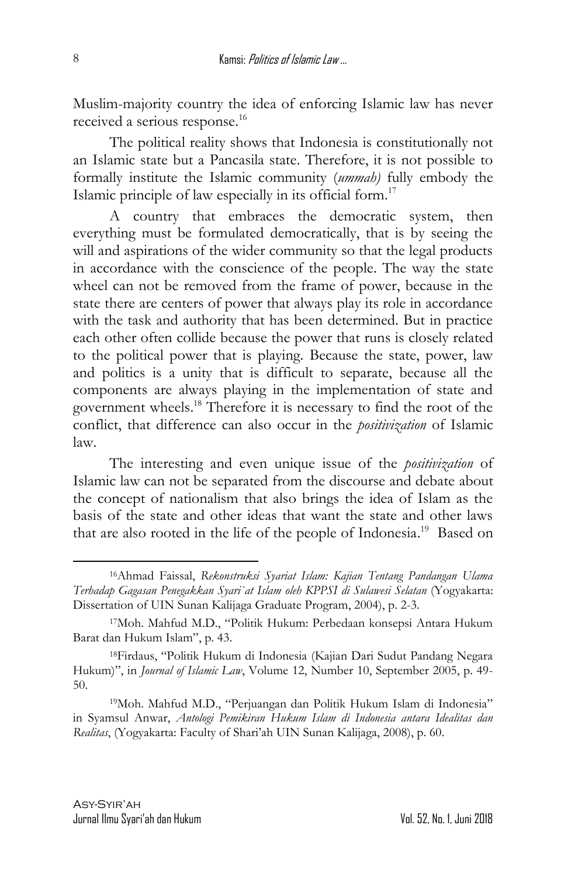Muslim-majority country the idea of enforcing Islamic law has never received a serious response.[16]

The political reality shows that Indonesia is constitutionally not an Islamic state but a Pancasila state. Therefore, it is not possible to formally institute the Islamic community (*ummah)* fully embody the Islamic principle of law especially in its official form.[17]

A country that embraces the democratic system, then everything must be formulated democratically, that is by seeing the will and aspirations of the wider community so that the legal products in accordance with the conscience of the people. The way the state wheel can not be removed from the frame of power, because in the state there are centers of power that always play its role in accordance with the task and authority that has been determined. But in practice each other often collide because the power that runs is closely related to the political power that is playing. Because the state, power, law and politics is a unity that is difficult to separate, because all the components are always playing in the implementation of state and government wheels.[18] Therefore it is necessary to find the root of the conflict, that difference can also occur in the *positivization* of Islamic law.

The interesting and even unique issue of the *positivization* of Islamic law can not be separated from the discourse and debate about the concept of nationalism that also brings the idea of Islam as the basis of the state and other ideas that want the state and other laws that are also rooted in the life of the people of Indonesia.[19] Based on

---

[16] Ahmad Faissal, *Rekonstruksi Syariat Islam: Kajian Tentang Pandangan Ulama Terhadap Gagasan Penegakkan Syari`at Islam oleh KPPSI di Sulawesi Selatan* (Yogyakarta: Dissertation of UIN Sunan Kalijaga Graduate Program, 2004), p. 2-3.

[17] Moh. Mahfud M.D., "Politik Hukum: Perbedaan konsepsi Antara Hukum Barat dan Hukum Islam", p. 43.

[18] Firdaus, "Politik Hukum di Indonesia (Kajian Dari Sudut Pandang Negara Hukum)", in *Journal of Islamic Law*, Volume 12, Number 10, September 2005, p. 49-50.

[19] Moh. Mahfud M.D., "Perjuangan dan Politik Hukum Islam di Indonesia" in Syamsul Anwar, *Antologi Pemikiran Hukum Islam di Indonesia antara Idealitas dan Realitas*, (Yogyakarta: Faculty of Shari'ah UIN Sunan Kalijaga, 2008), p. 60.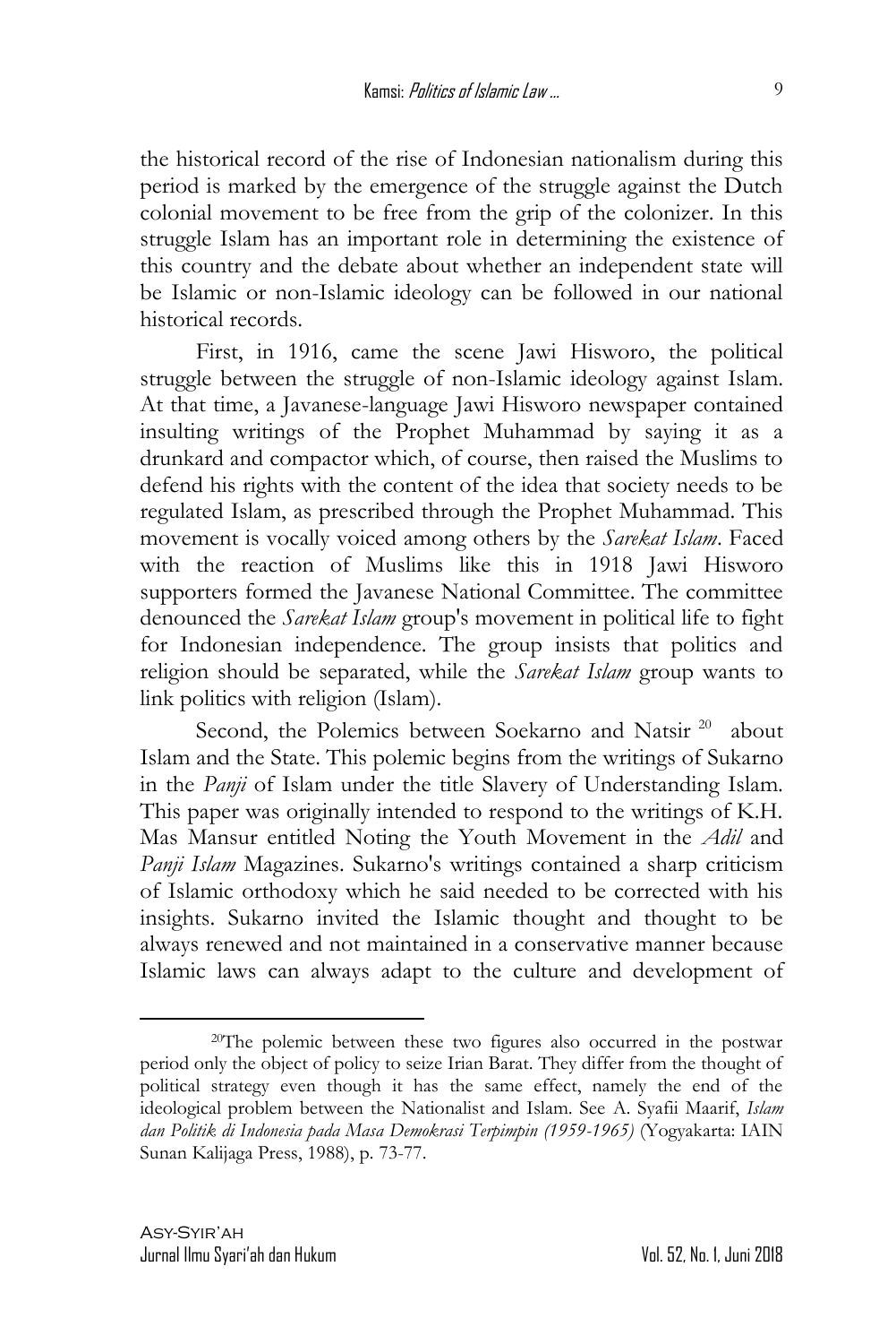the historical record of the rise of Indonesian nationalism during this period is marked by the emergence of the struggle against the Dutch colonial movement to be free from the grip of the colonizer. In this struggle Islam has an important role in determining the existence of this country and the debate about whether an independent state will be Islamic or non-Islamic ideology can be followed in our national historical records.

First, in 1916, came the scene Jawi Hisworo, the political struggle between the struggle of non-Islamic ideology against Islam. At that time, a Javanese-language Jawi Hisworo newspaper contained insulting writings of the Prophet Muhammad by saying it as a drunkard and compactor which, of course, then raised the Muslims to defend his rights with the content of the idea that society needs to be regulated Islam, as prescribed through the Prophet Muhammad. This movement is vocally voiced among others by the *Sarekat Islam*. Faced with the reaction of Muslims like this in 1918 Jawi Hisworo supporters formed the Javanese National Committee. The committee denounced the *Sarekat Islam* group's movement in political life to fight for Indonesian independence. The group insists that politics and religion should be separated, while the *Sarekat Islam* group wants to link politics with religion (Islam).

Second, the Polemics between Soekarno and Natsir [20] about Islam and the State. This polemic begins from the writings of Sukarno in the *Panji* of Islam under the title Slavery of Understanding Islam. This paper was originally intended to respond to the writings of K.H. Mas Mansur entitled Noting the Youth Movement in the *Adil* and *Panji Islam* Magazines. Sukarno's writings contained a sharp criticism of Islamic orthodoxy which he said needed to be corrected with his insights. Sukarno invited the Islamic thought and thought to be always renewed and not maintained in a conservative manner because Islamic laws can always adapt to the culture and development of

---

[20]The polemic between these two figures also occurred in the postwar period only the object of policy to seize Irian Barat. They differ from the thought of political strategy even though it has the same effect, namely the end of the ideological problem between the Nationalist and Islam. See A. Syafii Maarif, *Islam dan Politik di Indonesia pada Masa Demokrasi Terpimpin (1959-1965)* (Yogyakarta: IAIN Sunan Kalijaga Press, 1988), p. 73-77.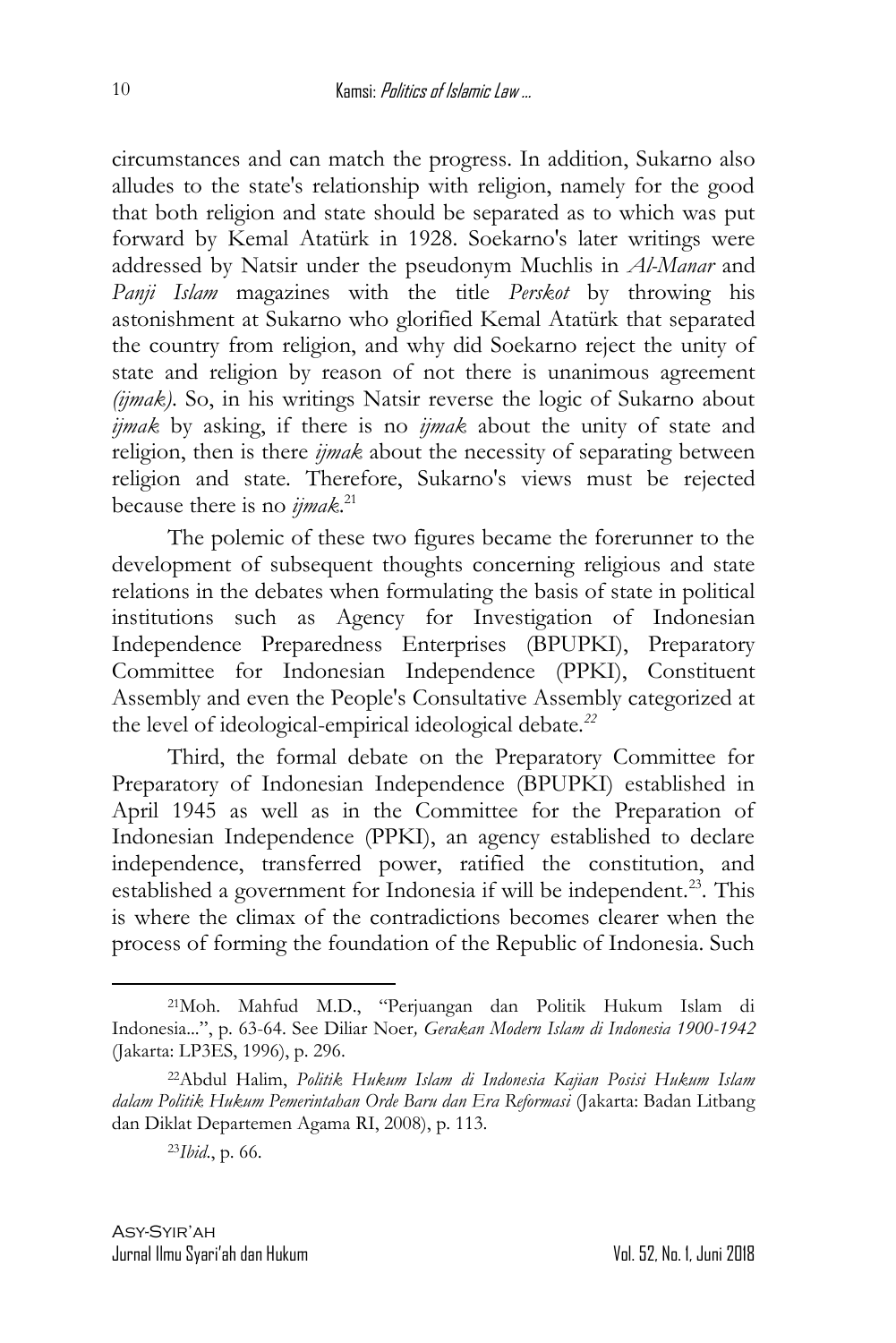circumstances and can match the progress. In addition, Sukarno also alludes to the state's relationship with religion, namely for the good that both religion and state should be separated as to which was put forward by Kemal Atatürk in 1928. Soekarno's later writings were addressed by Natsir under the pseudonym Muchlis in *Al-Manar* and *Panji Islam* magazines with the title *Perskot* by throwing his astonishment at Sukarno who glorified Kemal Atatürk that separated the country from religion, and why did Soekarno reject the unity of state and religion by reason of not there is unanimous agreement *(ijmak)*. So, in his writings Natsir reverse the logic of Sukarno about *ijmak* by asking, if there is no *ijmak* about the unity of state and religion, then is there *ijmak* about the necessity of separating between religion and state. Therefore, Sukarno's views must be rejected because there is no *ijmak*.[21]

The polemic of these two figures became the forerunner to the development of subsequent thoughts concerning religious and state relations in the debates when formulating the basis of state in political institutions such as Agency for Investigation of Indonesian Independence Preparedness Enterprises (BPUPKI), Preparatory Committee for Indonesian Independence (PPKI), Constituent Assembly and even the People's Consultative Assembly categorized at the level of ideological-empirical ideological debate.[22]

Third, the formal debate on the Preparatory Committee for Preparatory of Indonesian Independence (BPUPKI) established in April 1945 as well as in the Committee for the Preparation of Indonesian Independence (PPKI), an agency established to declare independence, transferred power, ratified the constitution, and established a government for Indonesia if will be independent.[23]. This is where the climax of the contradictions becomes clearer when the process of forming the foundation of the Republic of Indonesia. Such

---

[21]Moh. Mahfud M.D., "Perjuangan dan Politik Hukum Islam di Indonesia...", p. 63-64. See Diliar Noer, *Gerakan Modern Islam di Indonesia 1900-1942* (Jakarta: LP3ES, 1996), p. 296.

[22]Abdul Halim, *Politik Hukum Islam di Indonesia Kajian Posisi Hukum Islam dalam Politik Hukum Pemerintahan Orde Baru dan Era Reformasi* (Jakarta: Badan Litbang dan Diklat Departemen Agama RI, 2008), p. 113.

[23]*Ibid*., p. 66.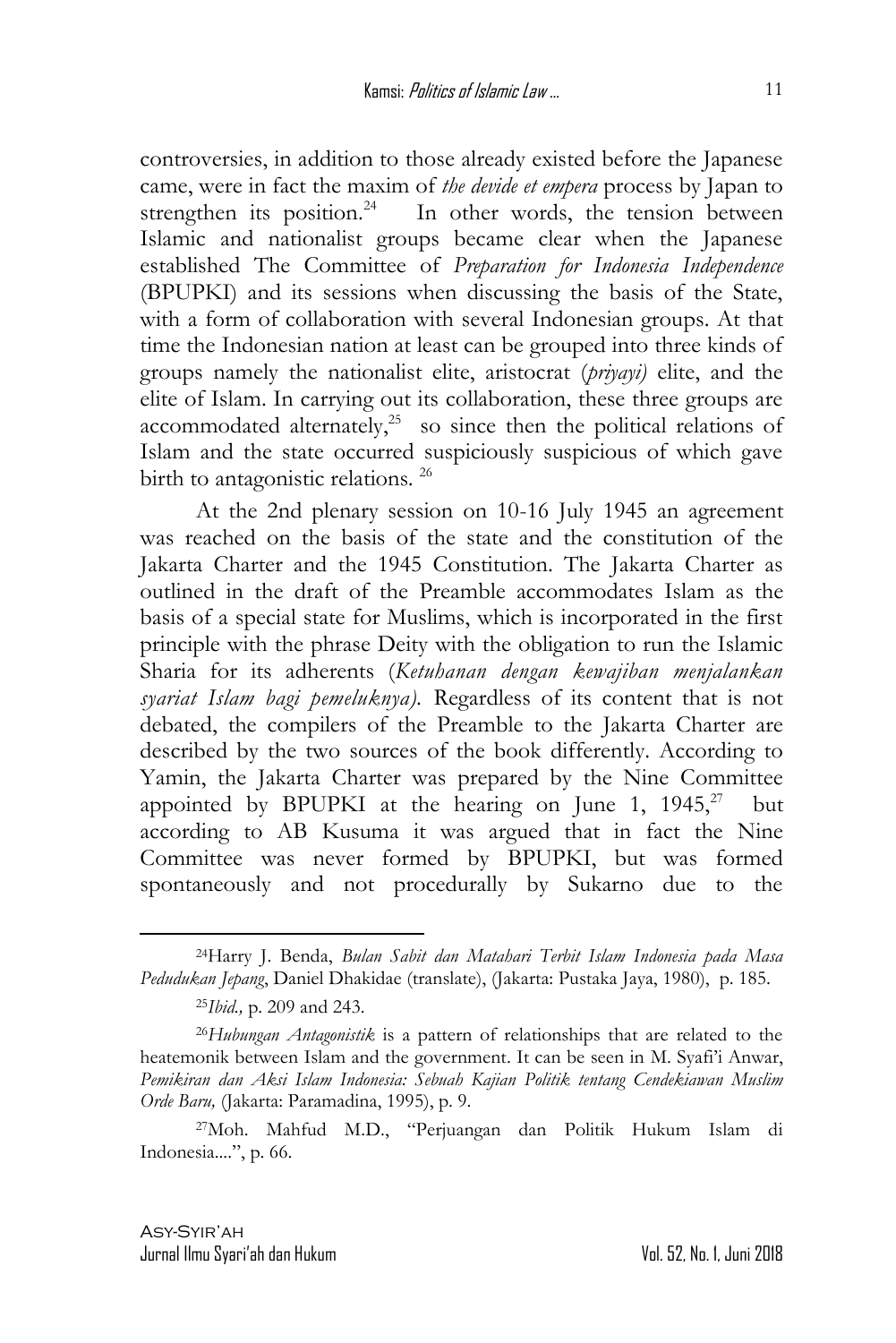controversies, in addition to those already existed before the Japanese came, were in fact the maxim of *the devide et empera* process by Japan to strengthen its position.[24] In other words, the tension between Islamic and nationalist groups became clear when the Japanese established The Committee of *Preparation for Indonesia Independence* (BPUPKI) and its sessions when discussing the basis of the State, with a form of collaboration with several Indonesian groups. At that time the Indonesian nation at least can be grouped into three kinds of groups namely the nationalist elite, aristocrat (*priyayi)* elite, and the elite of Islam. In carrying out its collaboration, these three groups are accommodated alternately,[25] so since then the political relations of Islam and the state occurred suspiciously suspicious of which gave birth to antagonistic relations. [26]

At the 2nd plenary session on 10-16 July 1945 an agreement was reached on the basis of the state and the constitution of the Jakarta Charter and the 1945 Constitution. The Jakarta Charter as outlined in the draft of the Preamble accommodates Islam as the basis of a special state for Muslims, which is incorporated in the first principle with the phrase Deity with the obligation to run the Islamic Sharia for its adherents (*Ketuhanan dengan kewajiban menjalankan syariat Islam bagi pemeluknya).* Regardless of its content that is not debated, the compilers of the Preamble to the Jakarta Charter are described by the two sources of the book differently. According to Yamin, the Jakarta Charter was prepared by the Nine Committee appointed by BPUPKI at the hearing on June 1, 1945,[27] but according to AB Kusuma it was argued that in fact the Nine Committee was never formed by BPUPKI, but was formed spontaneously and not procedurally by Sukarno due to the

---

[24]Harry J. Benda, *Bulan Sabit dan Matahari Terbit Islam Indonesia pada Masa Pedudukan Jepang*, Daniel Dhakidae (translate), (Jakarta: Pustaka Jaya, 1980), p. 185.

[25]*Ibid.,* p. 209 and 243.

[26]*Hubungan Antagonistik* is a pattern of relationships that are related to the heatemonik between Islam and the government. It can be seen in M. Syafi'i Anwar, *Pemikiran dan Aksi Islam Indonesia: Sebuah Kajian Politik tentang Cendekiawan Muslim Orde Baru,* (Jakarta: Paramadina, 1995), p. 9.

[27]Moh. Mahfud M.D., "Perjuangan dan Politik Hukum Islam di Indonesia....", p. 66.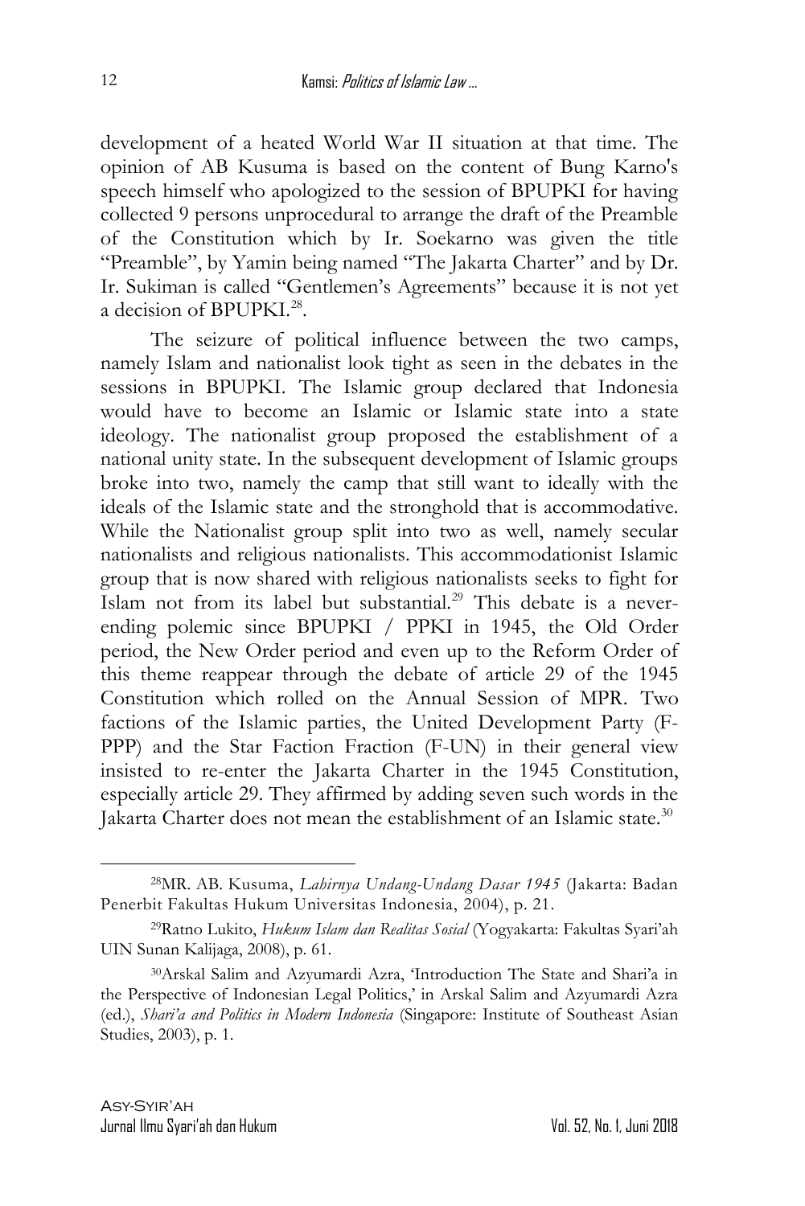development of a heated World War II situation at that time. The opinion of AB Kusuma is based on the content of Bung Karno's speech himself who apologized to the session of BPUPKI for having collected 9 persons unprocedural to arrange the draft of the Preamble of the Constitution which by Ir. Soekarno was given the title "Preamble", by Yamin being named "The Jakarta Charter" and by Dr. Ir. Sukiman is called "Gentlemen's Agreements" because it is not yet a decision of BPUPKI.[28].

The seizure of political influence between the two camps, namely Islam and nationalist look tight as seen in the debates in the sessions in BPUPKI. The Islamic group declared that Indonesia would have to become an Islamic or Islamic state into a state ideology. The nationalist group proposed the establishment of a national unity state. In the subsequent development of Islamic groups broke into two, namely the camp that still want to ideally with the ideals of the Islamic state and the stronghold that is accommodative. While the Nationalist group split into two as well, namely secular nationalists and religious nationalists. This accommodationist Islamic group that is now shared with religious nationalists seeks to fight for Islam not from its label but substantial.[29] This debate is a never-ending polemic since BPUPKI / PPKI in 1945, the Old Order period, the New Order period and even up to the Reform Order of this theme reappear through the debate of article 29 of the 1945 Constitution which rolled on the Annual Session of MPR. Two factions of the Islamic parties, the United Development Party (F-PPP) and the Star Faction Fraction (F-UN) in their general view insisted to re-enter the Jakarta Charter in the 1945 Constitution, especially article 29. They affirmed by adding seven such words in the Jakarta Charter does not mean the establishment of an Islamic state.[30]

---

[28]MR. AB. Kusuma, *Lahirnya Undang-Undang Dasar 1945* (Jakarta: Badan Penerbit Fakultas Hukum Universitas Indonesia, 2004), p. 21.

[29]Ratno Lukito, *Hukum Islam dan Realitas Sosial* (Yogyakarta: Fakultas Syari'ah UIN Sunan Kalijaga, 2008), p. 61.

[30]Arskal Salim and Azyumardi Azra, 'Introduction The State and Shari'a in the Perspective of Indonesian Legal Politics,' in Arskal Salim and Azyumardi Azra (ed.), *Shari'a and Politics in Modern Indonesia* (Singapore: Institute of Southeast Asian Studies, 2003), p. 1.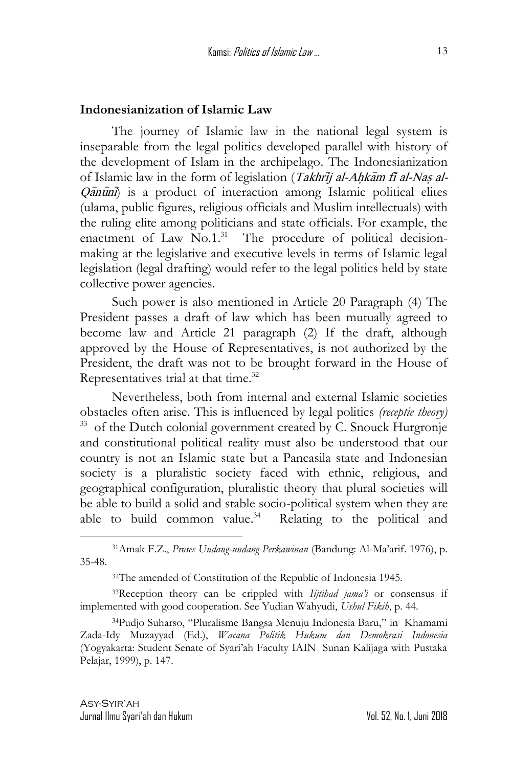## Indonesianization of Islamic Law

The journey of Islamic law in the national legal system is inseparable from the legal politics developed parallel with history of the development of Islam in the archipelago. The Indonesianization of Islamic law in the form of legislation (*Takhrīj al-Aḥkām fī al-Naṣ al-Qānūnī*) is a product of interaction among Islamic political elites (ulama, public figures, religious officials and Muslim intellectuals) with the ruling elite among politicians and state officials. For example, the enactment of Law No.1.[31] The procedure of political decision-making at the legislative and executive levels in terms of Islamic legal legislation (legal drafting) would refer to the legal politics held by state collective power agencies.

Such power is also mentioned in Article 20 Paragraph (4) The President passes a draft of law which has been mutually agreed to become law and Article 21 paragraph (2) If the draft, although approved by the House of Representatives, is not authorized by the President, the draft was not to be brought forward in the House of Representatives trial at that time.[32]

Nevertheless, both from internal and external Islamic societies obstacles often arise. This is influenced by legal politics *(receptie theory)* [33] of the Dutch colonial government created by C. Snouck Hurgronje and constitutional political reality must also be understood that our country is not an Islamic state but a Pancasila state and Indonesian society is a pluralistic society faced with ethnic, religious, and geographical configuration, pluralistic theory that plural societies will be able to build a solid and stable socio-political system when they are able to build common value.[34] Relating to the political and

---

[31] Amak F.Z., *Proses Undang-undang Perkawinan* (Bandung: Al-Ma'arif. 1976), p. 35-48.

[32] The amended of Constitution of the Republic of Indonesia 1945.

[33] Reception theory can be crippled with *Ijtihad jama'i* or consensus if implemented with good cooperation. See Yudian Wahyudi, *Ushul Fikih*, p. 44.

[34] Pudjo Suharso, "Pluralisme Bangsa Menuju Indonesia Baru," in Khamami Zada-Idy Muzayyad (Ed.), *Wacana Politik Hukum dan Demokrasi Indonesia* (Yogyakarta: Student Senate of Syari'ah Faculty IAIN Sunan Kalijaga with Pustaka Pelajar, 1999), p. 147.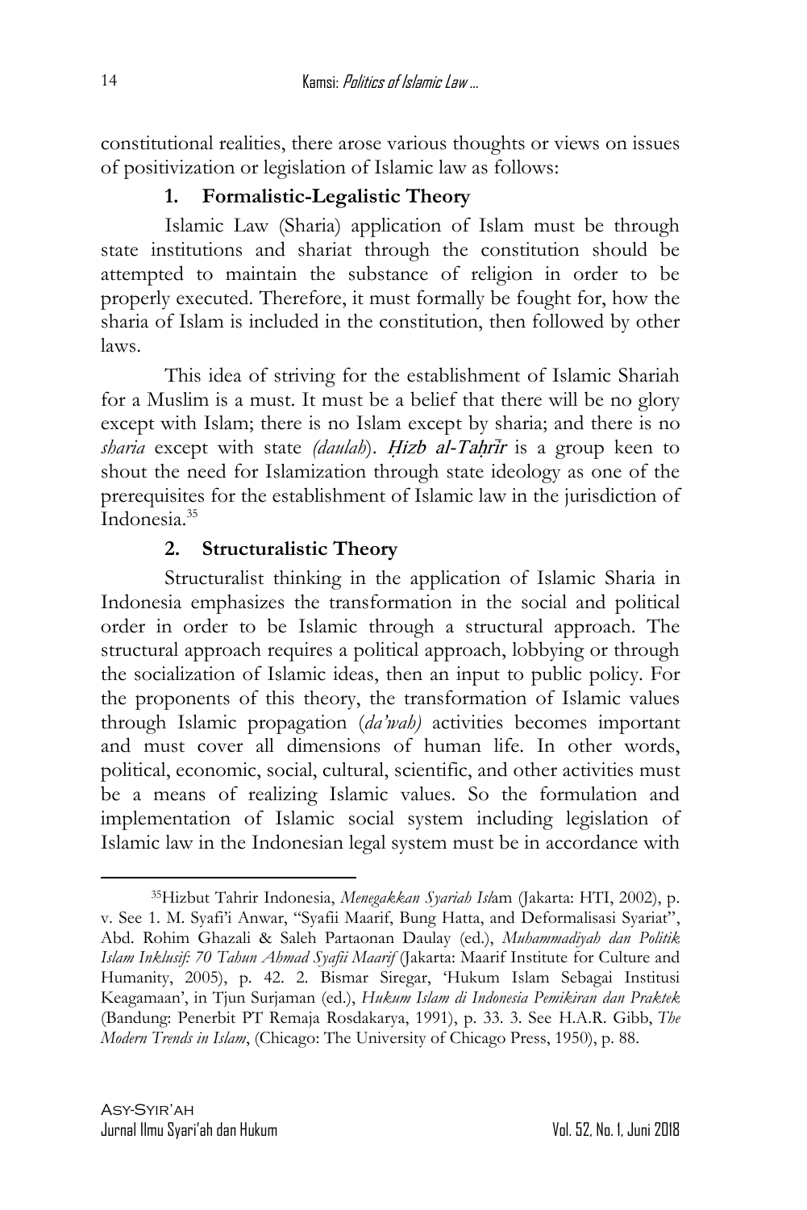constitutional realities, there arose various thoughts or views on issues of positivization or legislation of Islamic law as follows:

### 1. Formalistic-Legalistic Theory

Islamic Law (Sharia) application of Islam must be through state institutions and shariat through the constitution should be attempted to maintain the substance of religion in order to be properly executed. Therefore, it must formally be fought for, how the sharia of Islam is included in the constitution, then followed by other laws.

This idea of striving for the establishment of Islamic Shariah for a Muslim is a must. It must be a belief that there will be no glory except with Islam; there is no Islam except by sharia; and there is no *sharia* except with state *(daulah*). ***Ḥizb al-Taḥrīr*** is a group keen to shout the need for Islamization through state ideology as one of the prerequisites for the establishment of Islamic law in the jurisdiction of Indonesia.[35]

### 2. Structuralistic Theory

Structuralist thinking in the application of Islamic Sharia in Indonesia emphasizes the transformation in the social and political order in order to be Islamic through a structural approach. The structural approach requires a political approach, lobbying or through the socialization of Islamic ideas, then an input to public policy. For the proponents of this theory, the transformation of Islamic values through Islamic propagation (*da'wah)* activities becomes important and must cover all dimensions of human life. In other words, political, economic, social, cultural, scientific, and other activities must be a means of realizing Islamic values. So the formulation and implementation of Islamic social system including legislation of Islamic law in the Indonesian legal system must be in accordance with

---

[35]Hizbut Tahrir Indonesia, *Menegakkan Syariah Isl*am (Jakarta: HTI, 2002), p. v. See 1. M. Syafi'i Anwar, "Syafii Maarif, Bung Hatta, and Deformalisasi Syariat", Abd. Rohim Ghazali & Saleh Partaonan Daulay (ed.), *Muhammadiyah dan Politik Islam Inklusif: 70 Tahun Ahmad Syafii Maarif* (Jakarta: Maarif Institute for Culture and Humanity, 2005), p. 42. 2. Bismar Siregar, 'Hukum Islam Sebagai Institusi Keagamaan', in Tjun Surjaman (ed.), *Hukum Islam di Indonesia Pemikiran dan Praktek* (Bandung: Penerbit PT Remaja Rosdakarya, 1991), p. 33. 3. See H.A.R. Gibb, *The Modern Trends in Islam*, (Chicago: The University of Chicago Press, 1950), p. 88.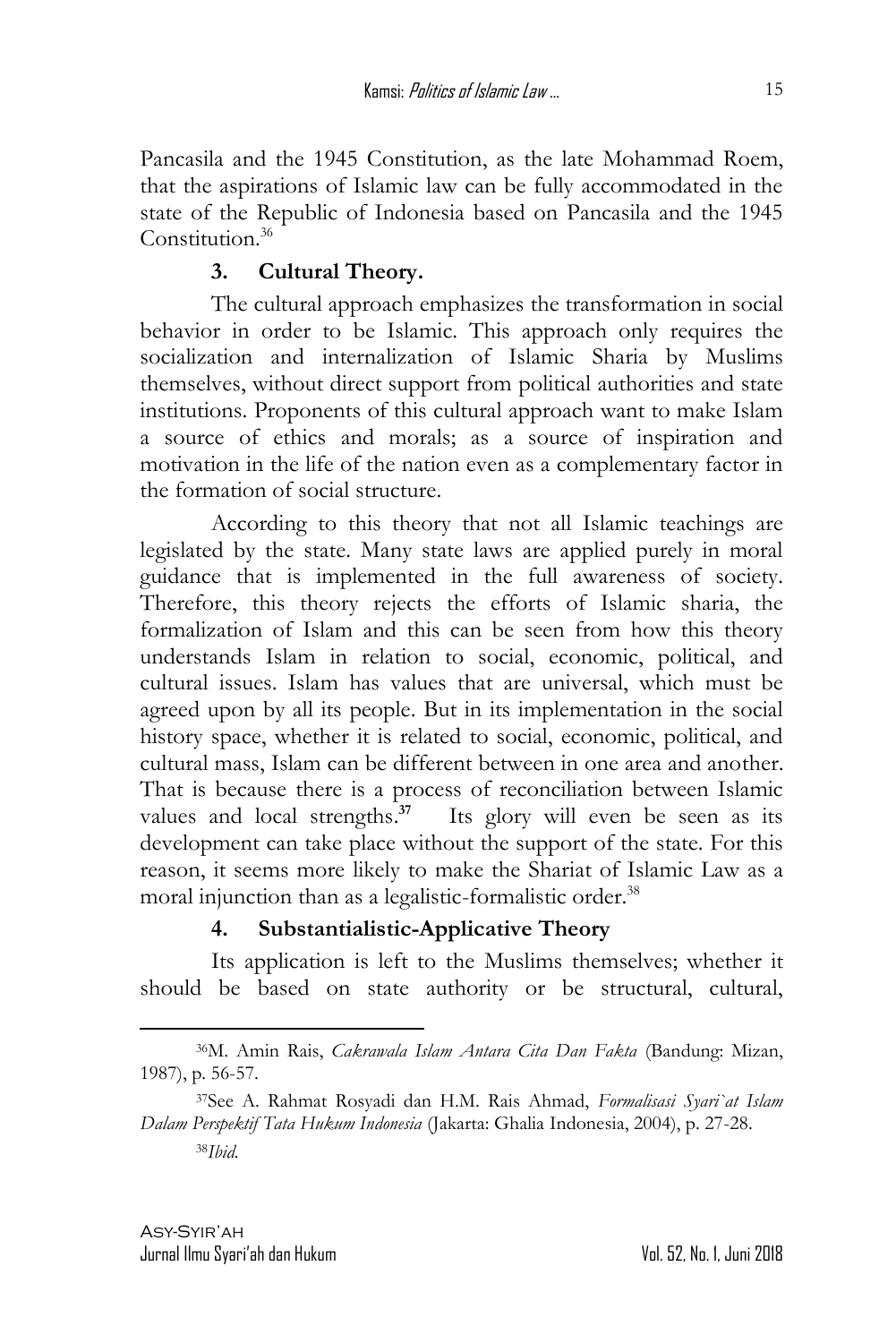Pancasila and the 1945 Constitution, as the late Mohammad Roem, that the aspirations of Islamic law can be fully accommodated in the state of the Republic of Indonesia based on Pancasila and the 1945 Constitution.[36]

### 3. Cultural Theory.

The cultural approach emphasizes the transformation in social behavior in order to be Islamic. This approach only requires the socialization and internalization of Islamic Sharia by Muslims themselves, without direct support from political authorities and state institutions. Proponents of this cultural approach want to make Islam a source of ethics and morals; as a source of inspiration and motivation in the life of the nation even as a complementary factor in the formation of social structure.

According to this theory that not all Islamic teachings are legislated by the state. Many state laws are applied purely in moral guidance that is implemented in the full awareness of society. Therefore, this theory rejects the efforts of Islamic sharia, the formalization of Islam and this can be seen from how this theory understands Islam in relation to social, economic, political, and cultural issues. Islam has values that are universal, which must be agreed upon by all its people. But in its implementation in the social history space, whether it is related to social, economic, political, and cultural mass, Islam can be different between in one area and another. That is because there is a process of reconciliation between Islamic values and local strengths.[37] Its glory will even be seen as its development can take place without the support of the state. For this reason, it seems more likely to make the Shariat of Islamic Law as a moral injunction than as a legalistic-formalistic order.[38]

### 4. Substantialistic-Applicative Theory

Its application is left to the Muslims themselves; whether it should be based on state authority or be structural, cultural,

---

[36]M. Amin Rais, *Cakrawala Islam Antara Cita Dan Fakta* (Bandung: Mizan, 1987), p. 56-57.

[37]See A. Rahmat Rosyadi dan H.M. Rais Ahmad, *Formalisasi Syari`at Islam Dalam Perspektif Tata Hukum Indonesia* (Jakarta: Ghalia Indonesia, 2004), p. 27-28.

[38]*Ibid.*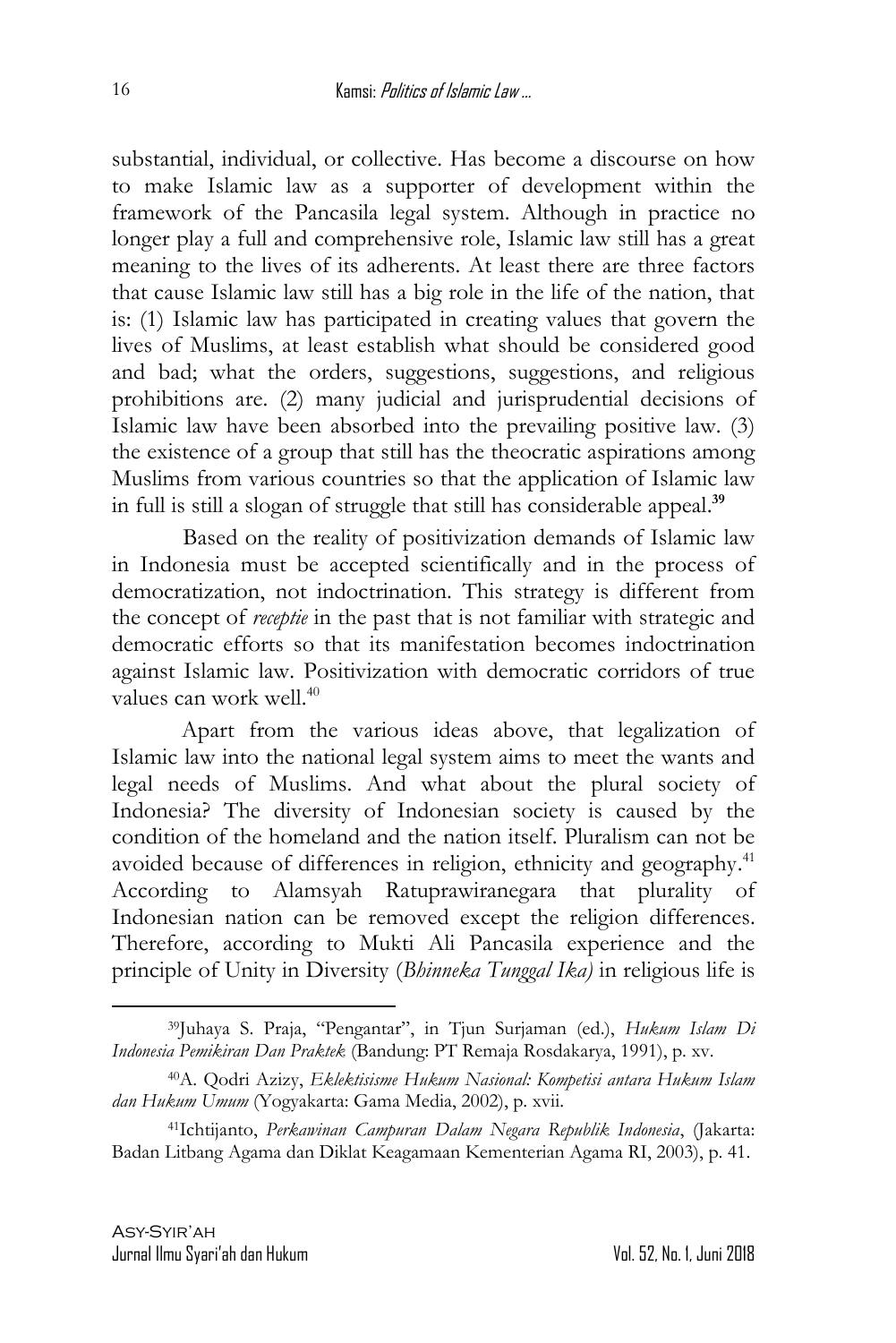substantial, individual, or collective. Has become a discourse on how to make Islamic law as a supporter of development within the framework of the Pancasila legal system. Although in practice no longer play a full and comprehensive role, Islamic law still has a great meaning to the lives of its adherents. At least there are three factors that cause Islamic law still has a big role in the life of the nation, that is: (1) Islamic law has participated in creating values that govern the lives of Muslims, at least establish what should be considered good and bad; what the orders, suggestions, suggestions, and religious prohibitions are. (2) many judicial and jurisprudential decisions of Islamic law have been absorbed into the prevailing positive law. (3) the existence of a group that still has the theocratic aspirations among Muslims from various countries so that the application of Islamic law in full is still a slogan of struggle that still has considerable appeal.[39]

Based on the reality of positivization demands of Islamic law in Indonesia must be accepted scientifically and in the process of democratization, not indoctrination. This strategy is different from the concept of *receptie* in the past that is not familiar with strategic and democratic efforts so that its manifestation becomes indoctrination against Islamic law. Positivization with democratic corridors of true values can work well.[40]

Apart from the various ideas above, that legalization of Islamic law into the national legal system aims to meet the wants and legal needs of Muslims. And what about the plural society of Indonesia? The diversity of Indonesian society is caused by the condition of the homeland and the nation itself. Pluralism can not be avoided because of differences in religion, ethnicity and geography.[41] According to Alamsyah Ratuprawiranegara that plurality of Indonesian nation can be removed except the religion differences. Therefore, according to Mukti Ali Pancasila experience and the principle of Unity in Diversity (*Bhinneka Tunggal Ika)* in religious life is

---

[39] Juhaya S. Praja, "Pengantar", in Tjun Surjaman (ed.), *Hukum Islam Di Indonesia Pemikiran Dan Praktek* (Bandung: PT Remaja Rosdakarya, 1991), p. xv.

[40] A. Qodri Azizy, *Eklektisisme Hukum Nasional: Kompetisi antara Hukum Islam dan Hukum Umum* (Yogyakarta: Gama Media, 2002), p. xvii.

[41] Ichtijanto, *Perkawinan Campuran Dalam Negara Republik Indonesia*, (Jakarta: Badan Litbang Agama dan Diklat Keagamaan Kementerian Agama RI, 2003), p. 41.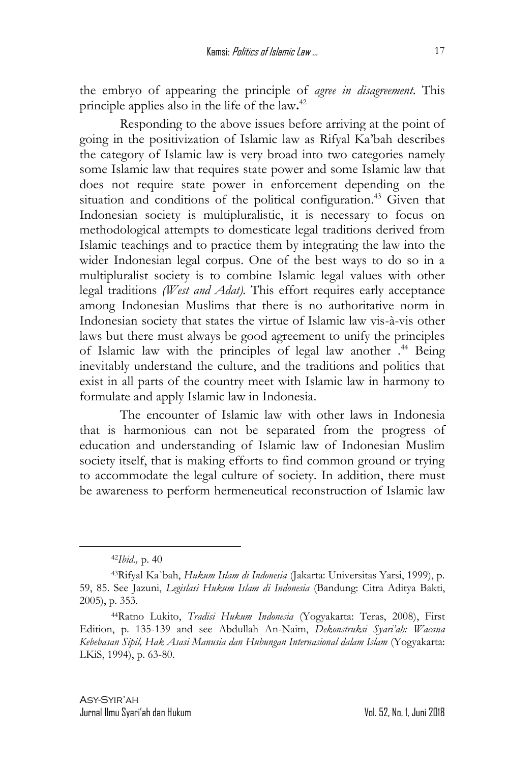the embryo of appearing the principle of *agree in disagreement*. This principle applies also in the life of the law.[42]

Responding to the above issues before arriving at the point of going in the positivization of Islamic law as Rifyal Ka'bah describes the category of Islamic law is very broad into two categories namely some Islamic law that requires state power and some Islamic law that does not require state power in enforcement depending on the situation and conditions of the political configuration.[43] Given that Indonesian society is multipluralistic, it is necessary to focus on methodological attempts to domesticate legal traditions derived from Islamic teachings and to practice them by integrating the law into the wider Indonesian legal corpus. One of the best ways to do so in a multipluralist society is to combine Islamic legal values with other legal traditions *(West and Adat).* This effort requires early acceptance among Indonesian Muslims that there is no authoritative norm in Indonesian society that states the virtue of Islamic law vis-à-vis other laws but there must always be good agreement to unify the principles of Islamic law with the principles of legal law another .[44] Being inevitably understand the culture, and the traditions and politics that exist in all parts of the country meet with Islamic law in harmony to formulate and apply Islamic law in Indonesia.

The encounter of Islamic law with other laws in Indonesia that is harmonious can not be separated from the progress of education and understanding of Islamic law of Indonesian Muslim society itself, that is making efforts to find common ground or trying to accommodate the legal culture of society. In addition, there must be awareness to perform hermeneutical reconstruction of Islamic law

---

[42]*Ibid.,* p. 40

[43]Rifyal Ka`bah, *Hukum Islam di Indonesia* (Jakarta: Universitas Yarsi, 1999), p. 59, 85. See Jazuni, *Legislasi Hukum Islam di Indonesia* (Bandung: Citra Aditya Bakti, 2005), p. 353.

[44]Ratno Lukito, *Tradisi Hukum Indonesia* (Yogyakarta: Teras, 2008), First Edition, p. 135-139 and see Abdullah An-Naim, *Dekonstruksi Syari'ah: Wacana Kebebasan Sipil, Hak Asasi Manusia dan Hubungan Internasional dalam Islam* (Yogyakarta: LKiS, 1994), p. 63-80.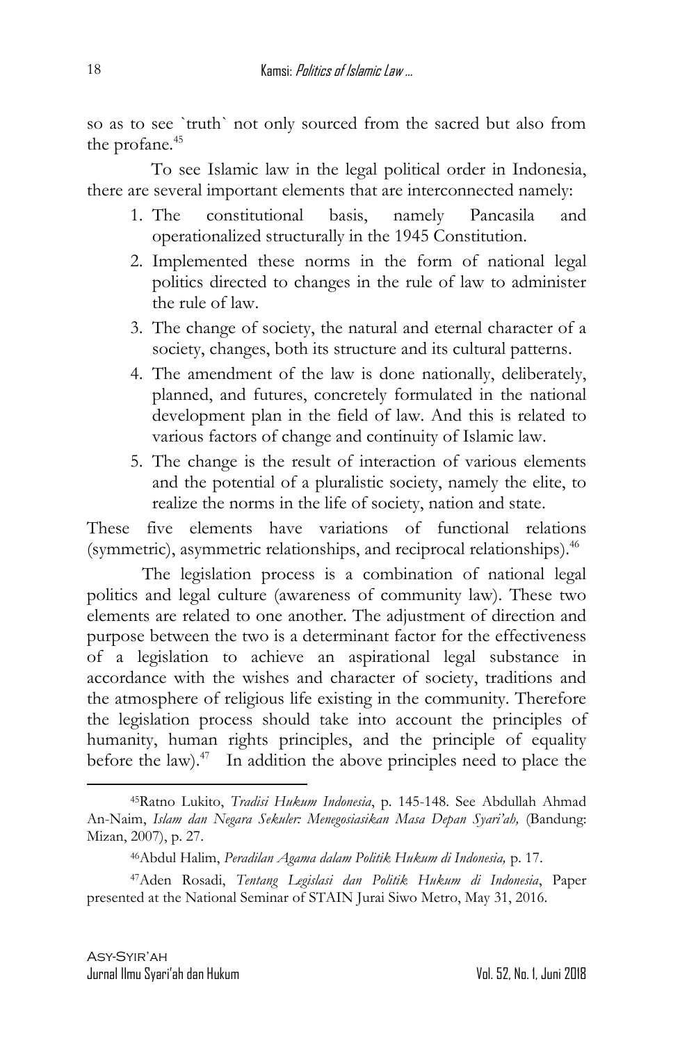so as to see `truth` not only sourced from the sacred but also from the profane.[45]

To see Islamic law in the legal political order in Indonesia, there are several important elements that are interconnected namely:

1. The constitutional basis, namely Pancasila and operationalized structurally in the 1945 Constitution.
2. Implemented these norms in the form of national legal politics directed to changes in the rule of law to administer the rule of law.
3. The change of society, the natural and eternal character of a society, changes, both its structure and its cultural patterns.
4. The amendment of the law is done nationally, deliberately, planned, and futures, concretely formulated in the national development plan in the field of law. And this is related to various factors of change and continuity of Islamic law.
5. The change is the result of interaction of various elements and the potential of a pluralistic society, namely the elite, to realize the norms in the life of society, nation and state.

These five elements have variations of functional relations (symmetric), asymmetric relationships, and reciprocal relationships).[46]

The legislation process is a combination of national legal politics and legal culture (awareness of community law). These two elements are related to one another. The adjustment of direction and purpose between the two is a determinant factor for the effectiveness of a legislation to achieve an aspirational legal substance in accordance with the wishes and character of society, traditions and the atmosphere of religious life existing in the community. Therefore the legislation process should take into account the principles of humanity, human rights principles, and the principle of equality before the law).[47] In addition the above principles need to place the

---

[45] Ratno Lukito, *Tradisi Hukum Indonesia*, p. 145-148. See Abdullah Ahmad An-Naim, *Islam dan Negara Sekuler: Menegosiasikan Masa Depan Syari'ah,* (Bandung: Mizan, 2007), p. 27.

[46] Abdul Halim, *Peradilan Agama dalam Politik Hukum di Indonesia,* p. 17.

[47] Aden Rosadi, *Tentang Legislasi dan Politik Hukum di Indonesia*, Paper presented at the National Seminar of STAIN Jurai Siwo Metro, May 31, 2016.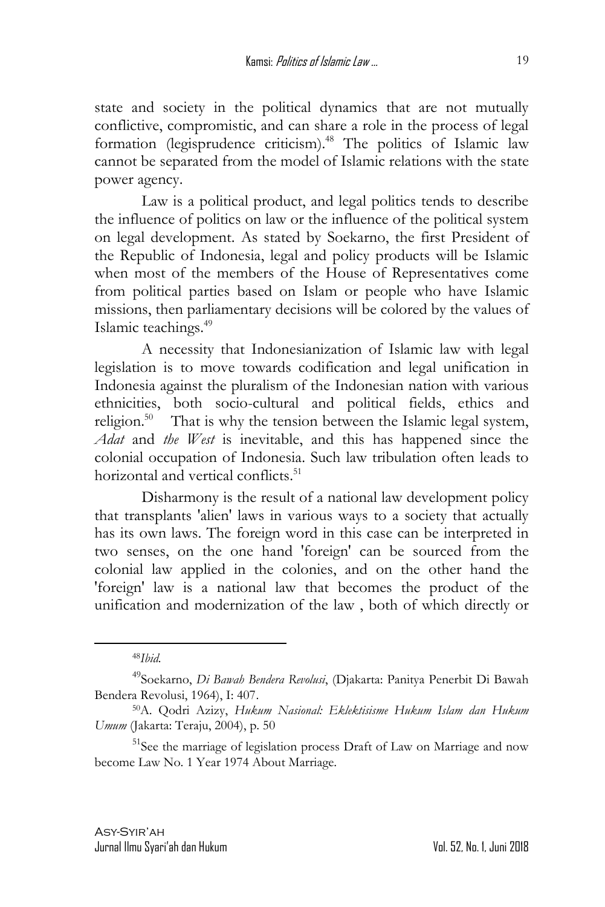state and society in the political dynamics that are not mutually conflictive, compromistic, and can share a role in the process of legal formation (legisprudence criticism).[48] The politics of Islamic law cannot be separated from the model of Islamic relations with the state power agency.

Law is a political product, and legal politics tends to describe the influence of politics on law or the influence of the political system on legal development. As stated by Soekarno, the first President of the Republic of Indonesia, legal and policy products will be Islamic when most of the members of the House of Representatives come from political parties based on Islam or people who have Islamic missions, then parliamentary decisions will be colored by the values of Islamic teachings.[49]

A necessity that Indonesianization of Islamic law with legal legislation is to move towards codification and legal unification in Indonesia against the pluralism of the Indonesian nation with various ethnicities, both socio-cultural and political fields, ethics and religion.[50] That is why the tension between the Islamic legal system, *Adat* and *the West* is inevitable, and this has happened since the colonial occupation of Indonesia. Such law tribulation often leads to horizontal and vertical conflicts.[51]

Disharmony is the result of a national law development policy that transplants 'alien' laws in various ways to a society that actually has its own laws. The foreign word in this case can be interpreted in two senses, on the one hand 'foreign' can be sourced from the colonial law applied in the colonies, and on the other hand the 'foreign' law is a national law that becomes the product of the unification and modernization of the law , both of which directly or

---

[48] *Ibid.*

[49] Soekarno, *Di Bawah Bendera Revolusi*, (Djakarta: Panitya Penerbit Di Bawah Bendera Revolusi, 1964), I: 407.

[50] A. Qodri Azizy, *Hukum Nasional: Eklektisisme Hukum Islam dan Hukum Umum* (Jakarta: Teraju, 2004), p. 50

[51] See the marriage of legislation process Draft of Law on Marriage and now become Law No. 1 Year 1974 About Marriage.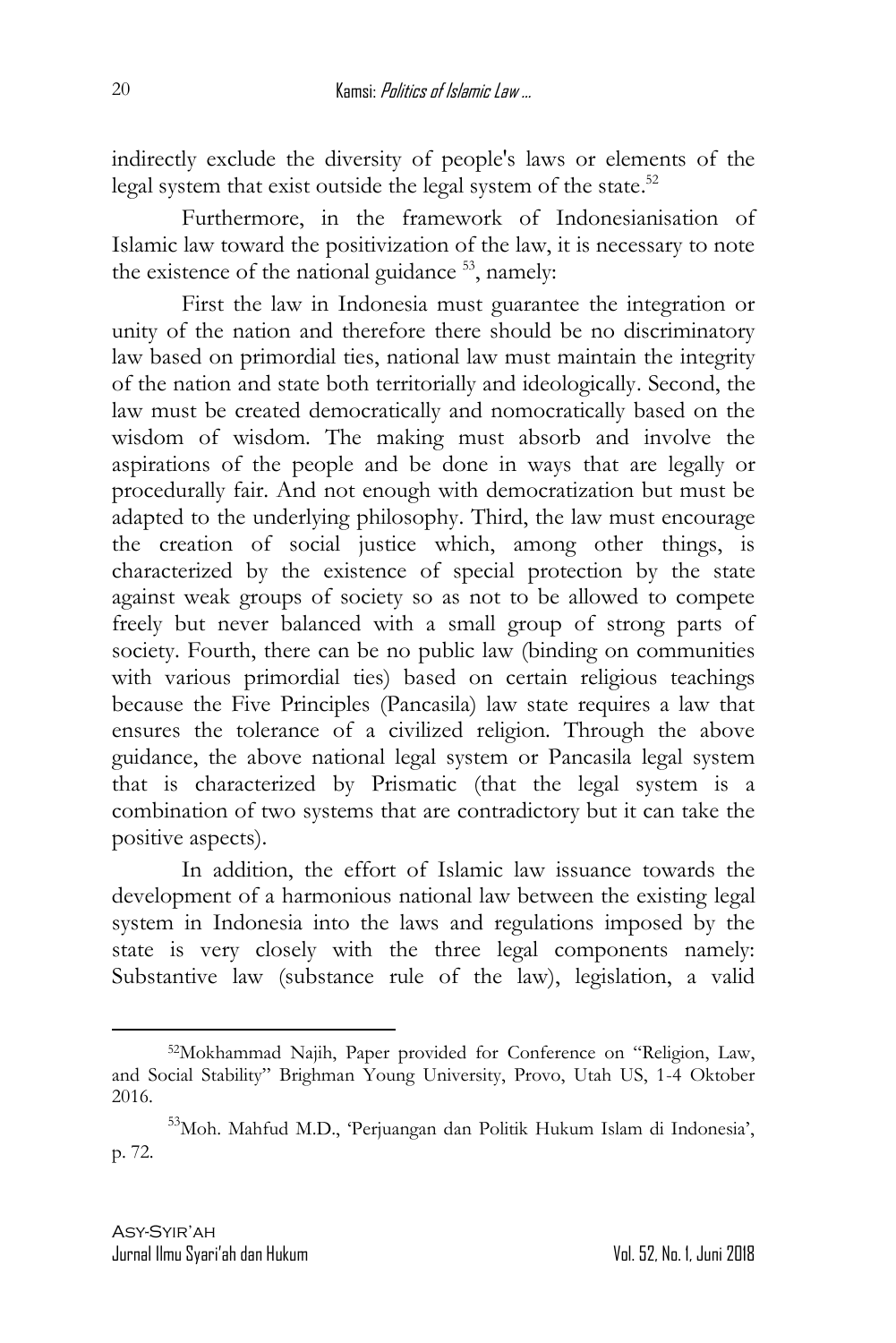indirectly exclude the diversity of people's laws or elements of the legal system that exist outside the legal system of the state.[52]

Furthermore, in the framework of Indonesianisation of Islamic law toward the positivization of the law, it is necessary to note the existence of the national guidance [53], namely:

First the law in Indonesia must guarantee the integration or unity of the nation and therefore there should be no discriminatory law based on primordial ties, national law must maintain the integrity of the nation and state both territorially and ideologically. Second, the law must be created democratically and nomocratically based on the wisdom of wisdom. The making must absorb and involve the aspirations of the people and be done in ways that are legally or procedurally fair. And not enough with democratization but must be adapted to the underlying philosophy. Third, the law must encourage the creation of social justice which, among other things, is characterized by the existence of special protection by the state against weak groups of society so as not to be allowed to compete freely but never balanced with a small group of strong parts of society. Fourth, there can be no public law (binding on communities with various primordial ties) based on certain religious teachings because the Five Principles (Pancasila) law state requires a law that ensures the tolerance of a civilized religion. Through the above guidance, the above national legal system or Pancasila legal system that is characterized by Prismatic (that the legal system is a combination of two systems that are contradictory but it can take the positive aspects).

In addition, the effort of Islamic law issuance towards the development of a harmonious national law between the existing legal system in Indonesia into the laws and regulations imposed by the state is very closely with the three legal components namely: Substantive law (substance rule of the law), legislation, a valid

---

[52] Mokhammad Najih, Paper provided for Conference on "Religion, Law, and Social Stability" Brighman Young University, Provo, Utah US, 1-4 Oktober 2016.

[53] Moh. Mahfud M.D., 'Perjuangan dan Politik Hukum Islam di Indonesia', p. 72.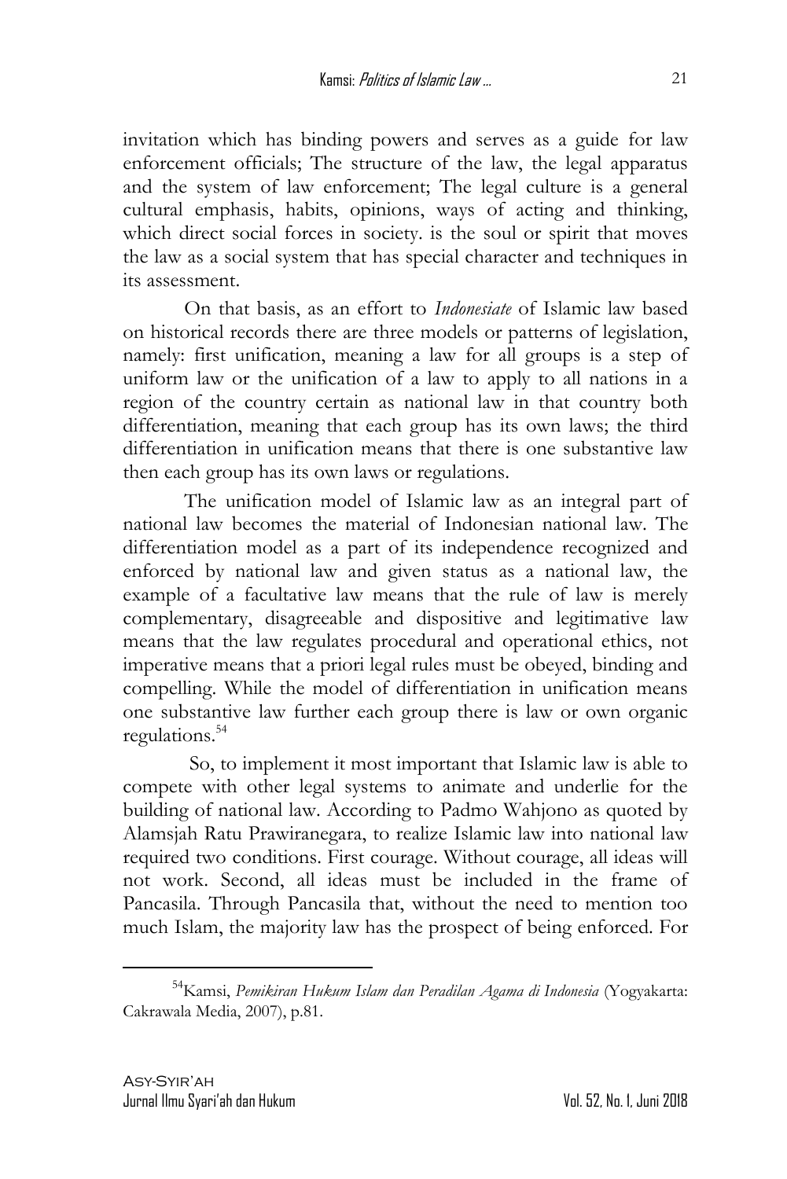invitation which has binding powers and serves as a guide for law enforcement officials; The structure of the law, the legal apparatus and the system of law enforcement; The legal culture is a general cultural emphasis, habits, opinions, ways of acting and thinking, which direct social forces in society. is the soul or spirit that moves the law as a social system that has special character and techniques in its assessment.

On that basis, as an effort to *Indonesiate* of Islamic law based on historical records there are three models or patterns of legislation, namely: first unification, meaning a law for all groups is a step of uniform law or the unification of a law to apply to all nations in a region of the country certain as national law in that country both differentiation, meaning that each group has its own laws; the third differentiation in unification means that there is one substantive law then each group has its own laws or regulations.

The unification model of Islamic law as an integral part of national law becomes the material of Indonesian national law. The differentiation model as a part of its independence recognized and enforced by national law and given status as a national law, the example of a facultative law means that the rule of law is merely complementary, disagreeable and dispositive and legitimative law means that the law regulates procedural and operational ethics, not imperative means that a priori legal rules must be obeyed, binding and compelling. While the model of differentiation in unification means one substantive law further each group there is law or own organic regulations.[54]

So, to implement it most important that Islamic law is able to compete with other legal systems to animate and underlie for the building of national law. According to Padmo Wahjono as quoted by Alamsjah Ratu Prawiranegara, to realize Islamic law into national law required two conditions. First courage. Without courage, all ideas will not work. Second, all ideas must be included in the frame of Pancasila. Through Pancasila that, without the need to mention too much Islam, the majority law has the prospect of being enforced. For

---

[54]Kamsi, *Pemikiran Hukum Islam dan Peradilan Agama di Indonesia* (Yogyakarta: Cakrawala Media, 2007), p.81.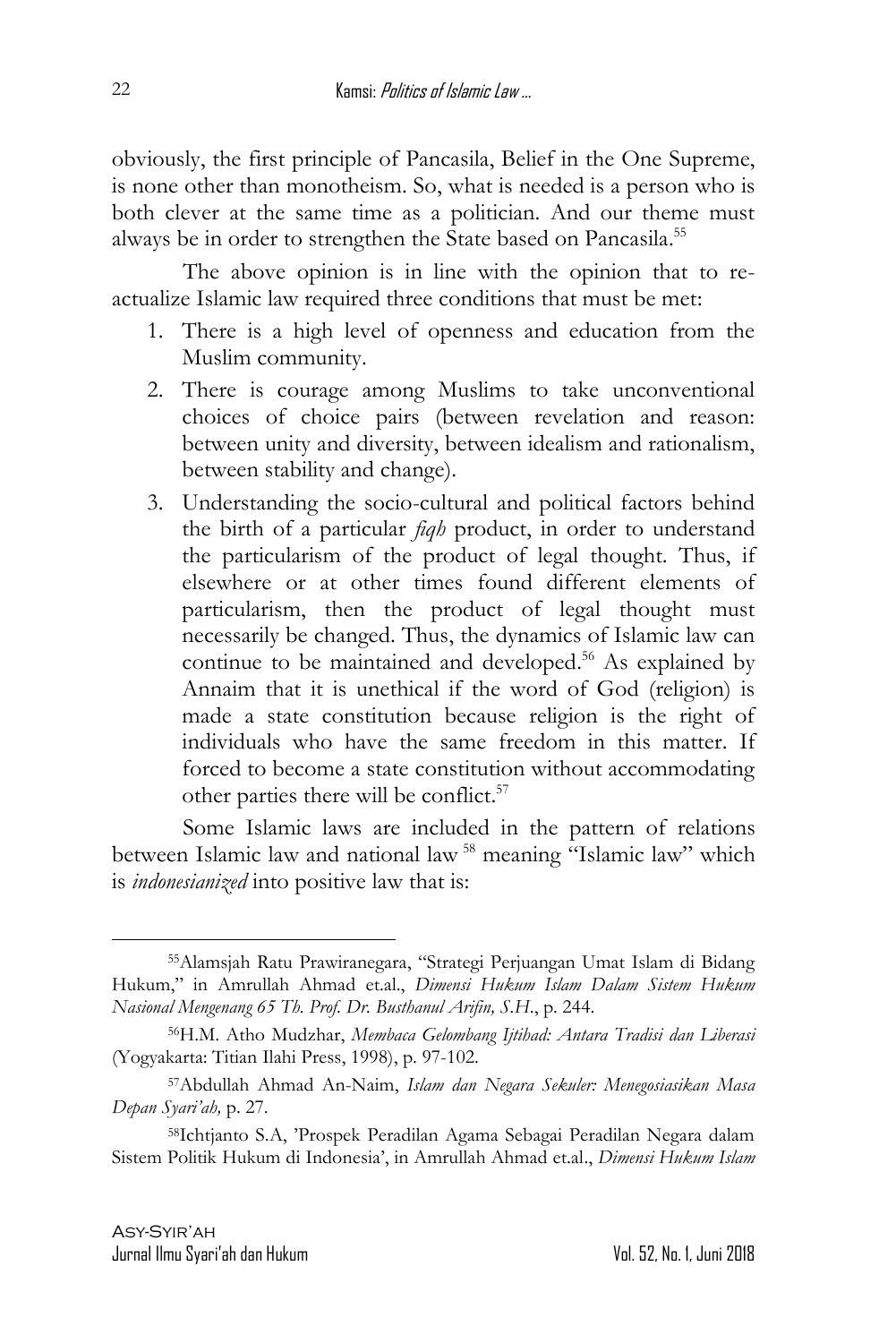obviously, the first principle of Pancasila, Belief in the One Supreme, is none other than monotheism. So, what is needed is a person who is both clever at the same time as a politician. And our theme must always be in order to strengthen the State based on Pancasila.[55]

The above opinion is in line with the opinion that to re-actualize Islamic law required three conditions that must be met:

1. There is a high level of openness and education from the Muslim community.
2. There is courage among Muslims to take unconventional choices of choice pairs (between revelation and reason: between unity and diversity, between idealism and rationalism, between stability and change).
3. Understanding the socio-cultural and political factors behind the birth of a particular *fiqh* product, in order to understand the particularism of the product of legal thought. Thus, if elsewhere or at other times found different elements of particularism, then the product of legal thought must necessarily be changed. Thus, the dynamics of Islamic law can continue to be maintained and developed.[56] As explained by Annaim that it is unethical if the word of God (religion) is made a state constitution because religion is the right of individuals who have the same freedom in this matter. If forced to become a state constitution without accommodating other parties there will be conflict.[57]

Some Islamic laws are included in the pattern of relations between Islamic law and national law [58] meaning "Islamic law" which is *indonesianized* into positive law that is:

---

[55] Alamsjah Ratu Prawiranegara, "Strategi Perjuangan Umat Islam di Bidang Hukum," in Amrullah Ahmad et.al., *Dimensi Hukum Islam Dalam Sistem Hukum Nasional Mengenang 65 Th. Prof. Dr. Busthanul Arifin, S.H.*, p. 244.

[56] H.M. Atho Mudzhar, *Membaca Gelombang Ijtihad: Antara Tradisi dan Liberasi* (Yogyakarta: Titian Ilahi Press, 1998), p. 97-102.

[57] Abdullah Ahmad An-Naim, *Islam dan Negara Sekuler: Menegosiasikan Masa Depan Syari'ah,* p. 27.

[58] Ichtjanto S.A, 'Prospek Peradilan Agama Sebagai Peradilan Negara dalam Sistem Politik Hukum di Indonesia', in Amrullah Ahmad et.al., *Dimensi Hukum Islam*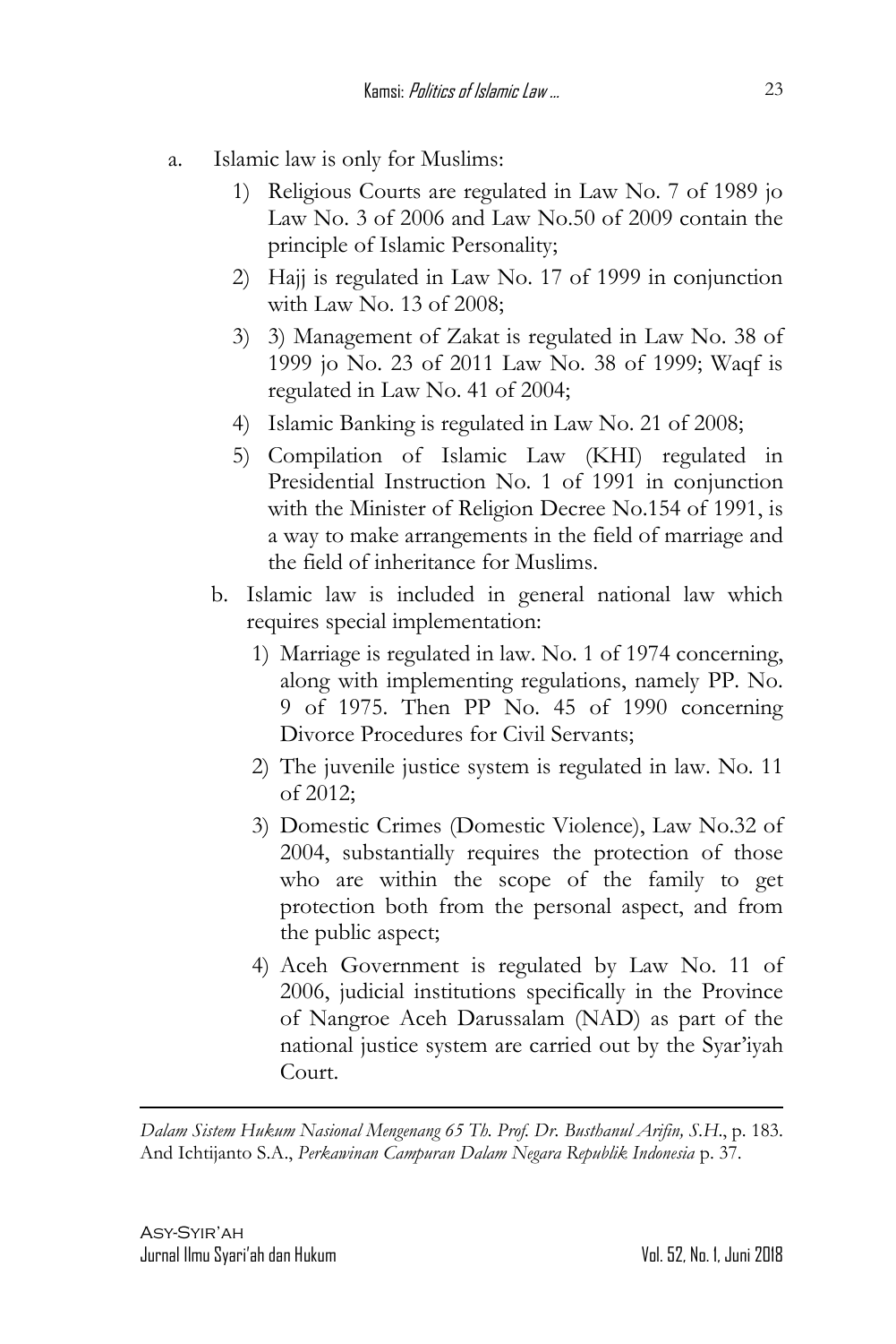a. Islamic law is only for Muslims:

   1) Religious Courts are regulated in Law No. 7 of 1989 jo Law No. 3 of 2006 and Law No.50 of 2009 contain the principle of Islamic Personality;
   2) Hajj is regulated in Law No. 17 of 1999 in conjunction with Law No. 13 of 2008;
   3) 3) Management of Zakat is regulated in Law No. 38 of 1999 jo No. 23 of 2011 Law No. 38 of 1999; Waqf is regulated in Law No. 41 of 2004;
   4) Islamic Banking is regulated in Law No. 21 of 2008;
   5) Compilation of Islamic Law (KHI) regulated in Presidential Instruction No. 1 of 1991 in conjunction with the Minister of Religion Decree No.154 of 1991, is a way to make arrangements in the field of marriage and the field of inheritance for Muslims.

b. Islamic law is included in general national law which requires special implementation:

   1) Marriage is regulated in law. No. 1 of 1974 concerning, along with implementing regulations, namely PP. No. 9 of 1975. Then PP No. 45 of 1990 concerning Divorce Procedures for Civil Servants;
   2) The juvenile justice system is regulated in law. No. 11 of 2012;
   3) Domestic Crimes (Domestic Violence), Law No.32 of 2004, substantially requires the protection of those who are within the scope of the family to get protection both from the personal aspect, and from the public aspect;
   4) Aceh Government is regulated by Law No. 11 of 2006, judicial institutions specifically in the Province of Nangroe Aceh Darussalam (NAD) as part of the national justice system are carried out by the Syar'iyah Court.

---

*Dalam Sistem Hukum Nasional Mengenang 65 Th. Prof. Dr. Busthanul Arifin, S.H.*, p. 183. And Ichtijanto S.A., *Perkawinan Campuran Dalam Negara Republik Indonesia* p. 37.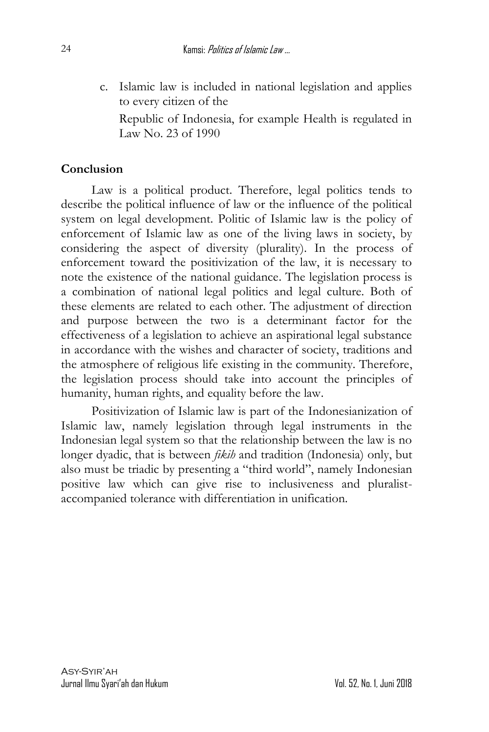c. Islamic law is included in national legislation and applies to every citizen of the

   Republic of Indonesia, for example Health is regulated in Law No. 23 of 1990

## Conclusion

Law is a political product. Therefore, legal politics tends to describe the political influence of law or the influence of the political system on legal development. Politic of Islamic law is the policy of enforcement of Islamic law as one of the living laws in society, by considering the aspect of diversity (plurality). In the process of enforcement toward the positivization of the law, it is necessary to note the existence of the national guidance. The legislation process is a combination of national legal politics and legal culture. Both of these elements are related to each other. The adjustment of direction and purpose between the two is a determinant factor for the effectiveness of a legislation to achieve an aspirational legal substance in accordance with the wishes and character of society, traditions and the atmosphere of religious life existing in the community. Therefore, the legislation process should take into account the principles of humanity, human rights, and equality before the law.

Positivization of Islamic law is part of the Indonesianization of Islamic law, namely legislation through legal instruments in the Indonesian legal system so that the relationship between the law is no longer dyadic, that is between *fikih* and tradition (Indonesia) only, but also must be triadic by presenting a "third world", namely Indonesian positive law which can give rise to inclusiveness and pluralist-accompanied tolerance with differentiation in unification.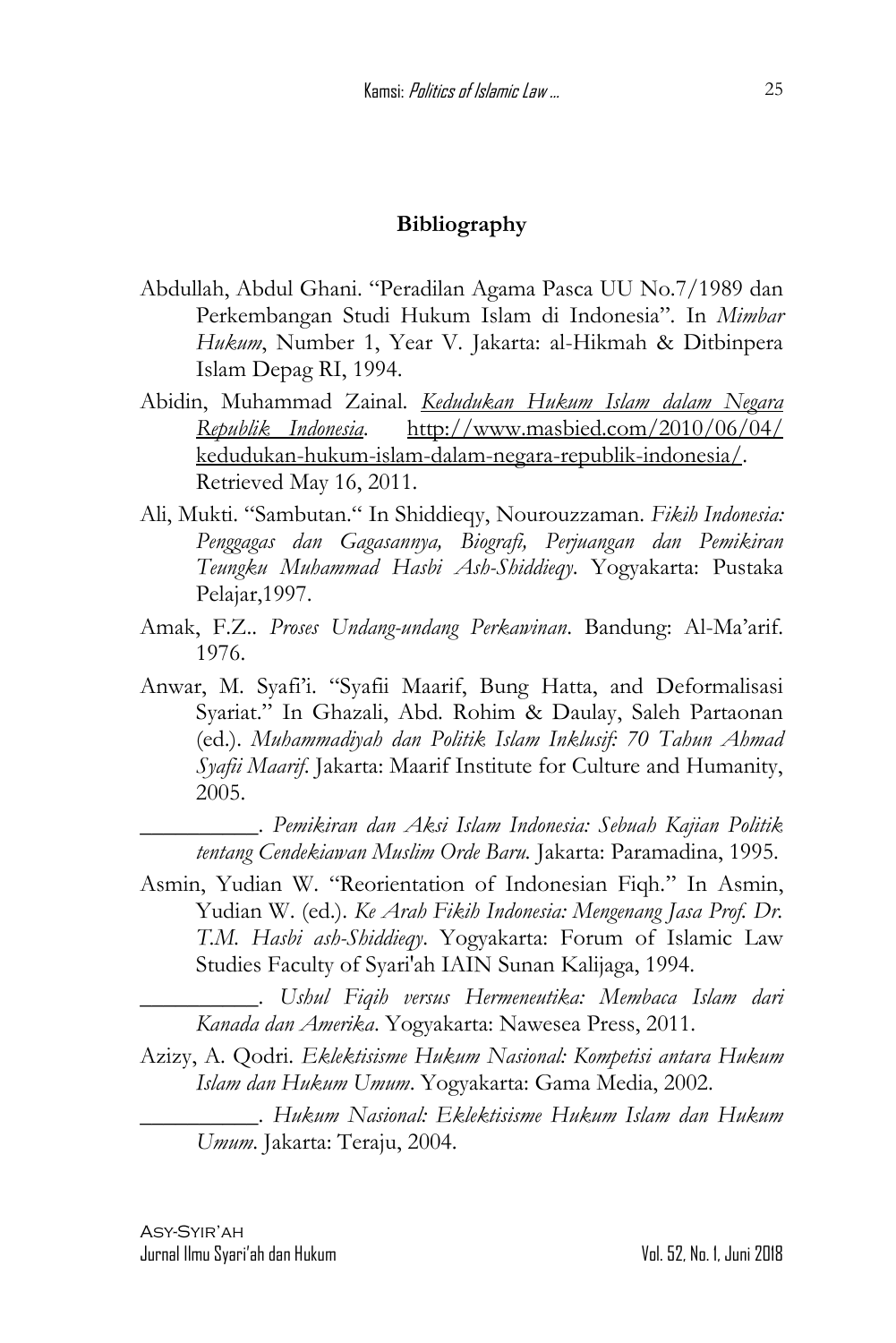## Bibliography

Abdullah, Abdul Ghani. "Peradilan Agama Pasca UU No.7/1989 dan Perkembangan Studi Hukum Islam di Indonesia". In *Mimbar Hukum*, Number 1, Year V. Jakarta: al-Hikmah & Ditbinpera Islam Depag RI, 1994.

Abidin, Muhammad Zainal. *Kedudukan Hukum Islam dalam Negara Republik Indonesia*. http://www.masbied.com/2010/06/04/kedudukan-hukum-islam-dalam-negara-republik-indonesia/. Retrieved May 16, 2011.

Ali, Mukti. "Sambutan." In Shiddieqy, Nourouzzaman. *Fikih Indonesia: Penggagas dan Gagasannya, Biografi, Perjuangan dan Pemikiran Teungku Muhammad Hasbi Ash-Shiddieqy*. Yogyakarta: Pustaka Pelajar,1997.

Amak, F.Z.. *Proses Undang-undang Perkawinan*. Bandung: Al-Ma'arif. 1976.

Anwar, M. Syafi'i. "Syafii Maarif, Bung Hatta, and Deformalisasi Syariat." In Ghazali, Abd. Rohim & Daulay, Saleh Partaonan (ed.). *Muhammadiyah dan Politik Islam Inklusif: 70 Tahun Ahmad Syafii Maarif*. Jakarta: Maarif Institute for Culture and Humanity, 2005.

__________. *Pemikiran dan Aksi Islam Indonesia: Sebuah Kajian Politik tentang Cendekiawan Muslim Orde Baru*. Jakarta: Paramadina, 1995.

Asmin, Yudian W. "Reorientation of Indonesian Fiqh." In Asmin, Yudian W. (ed.). *Ke Arah Fikih Indonesia: Mengenang Jasa Prof. Dr. T.M. Hasbi ash-Shiddieqy*. Yogyakarta: Forum of Islamic Law Studies Faculty of Syari'ah IAIN Sunan Kalijaga, 1994.

__________. *Ushul Fiqih versus Hermeneutika: Membaca Islam dari Kanada dan Amerika*. Yogyakarta: Nawesea Press, 2011.

Azizy, A. Qodri. *Eklektisisme Hukum Nasional: Kompetisi antara Hukum Islam dan Hukum Umum*. Yogyakarta: Gama Media, 2002.

__________. *Hukum Nasional: Eklektisisme Hukum Islam dan Hukum Umum*. Jakarta: Teraju, 2004.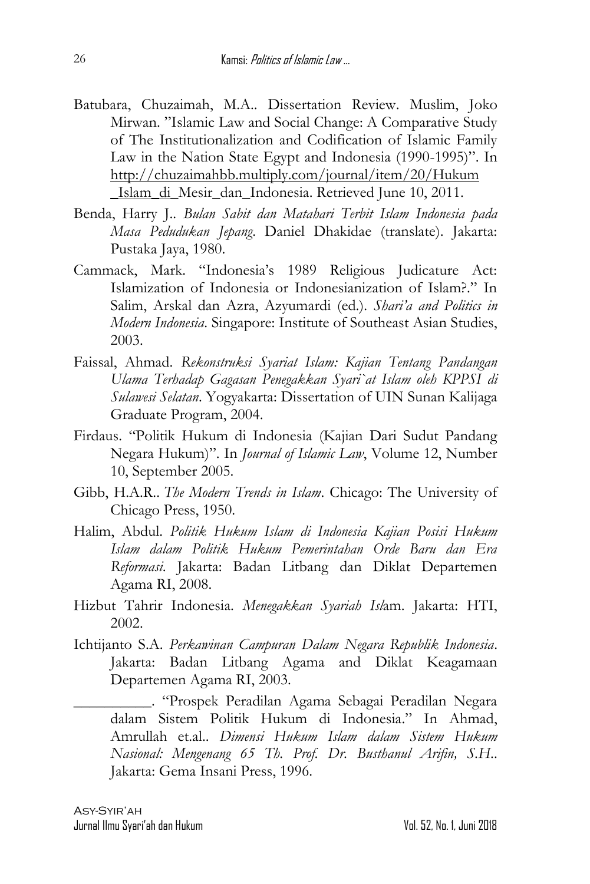Batubara, Chuzaimah, M.A.. Dissertation Review. Muslim, Joko Mirwan. "Islamic Law and Social Change: A Comparative Study of The Institutionalization and Codification of Islamic Family Law in the Nation State Egypt and Indonesia (1990-1995)". In http://chuzaimahbb.multiply.com/journal/item/20/Hukum_Islam_di_Mesir_dan_Indonesia. Retrieved June 10, 2011.

Benda, Harry J.. *Bulan Sabit dan Matahari Terbit Islam Indonesia pada Masa Pedudukan Jepang*. Daniel Dhakidae (translate). Jakarta: Pustaka Jaya, 1980.

Cammack, Mark. "Indonesia's 1989 Religious Judicature Act: Islamization of Indonesia or Indonesianization of Islam?." In Salim, Arskal dan Azra, Azyumardi (ed.). *Shari'a and Politics in Modern Indonesia*. Singapore: Institute of Southeast Asian Studies, 2003.

Faissal, Ahmad. *Rekonstruksi Syariat Islam: Kajian Tentang Pandangan Ulama Terhadap Gagasan Penegakkan Syari`at Islam oleh KPPSI di Sulawesi Selatan*. Yogyakarta: Dissertation of UIN Sunan Kalijaga Graduate Program, 2004.

Firdaus. "Politik Hukum di Indonesia (Kajian Dari Sudut Pandang Negara Hukum)". In *Journal of Islamic Law*, Volume 12, Number 10, September 2005.

Gibb, H.A.R.. *The Modern Trends in Islam*. Chicago: The University of Chicago Press, 1950.

Halim, Abdul. *Politik Hukum Islam di Indonesia Kajian Posisi Hukum Islam dalam Politik Hukum Pemerintahan Orde Baru dan Era Reformasi*. Jakarta: Badan Litbang dan Diklat Departemen Agama RI, 2008.

Hizbut Tahrir Indonesia. *Menegakkan Syariah Isl*am. Jakarta: HTI, 2002.

Ichtijanto S.A. *Perkawinan Campuran Dalam Negara Republik Indonesia*. Jakarta: Badan Litbang Agama and Diklat Keagamaan Departemen Agama RI, 2003.

__________. "Prospek Peradilan Agama Sebagai Peradilan Negara dalam Sistem Politik Hukum di Indonesia." In Ahmad, Amrullah et.al.. *Dimensi Hukum Islam dalam Sistem Hukum Nasional: Mengenang 65 Th. Prof. Dr. Busthanul Arifin, S.H.*. Jakarta: Gema Insani Press, 1996.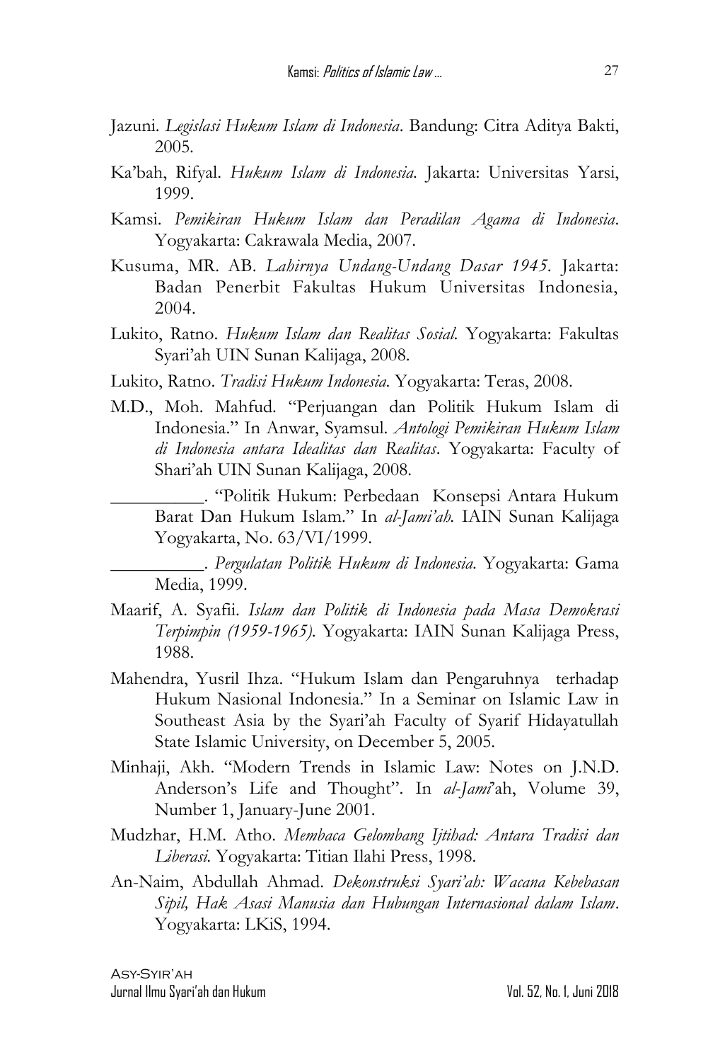Jazuni. *Legislasi Hukum Islam di Indonesia*. Bandung: Citra Aditya Bakti, 2005.

Ka'bah, Rifyal. *Hukum Islam di Indonesia.* Jakarta: Universitas Yarsi, 1999.

Kamsi. *Pemikiran Hukum Islam dan Peradilan Agama di Indonesia*. Yogyakarta: Cakrawala Media, 2007.

Kusuma, MR. AB. *Lahirnya Undang-Undang Dasar 1945.* Jakarta: Badan Penerbit Fakultas Hukum Universitas Indonesia, 2004.

Lukito, Ratno. *Hukum Islam dan Realitas Sosial.* Yogyakarta: Fakultas Syari'ah UIN Sunan Kalijaga, 2008.

Lukito, Ratno. *Tradisi Hukum Indonesia.* Yogyakarta: Teras, 2008.

M.D., Moh. Mahfud. "Perjuangan dan Politik Hukum Islam di Indonesia." In Anwar, Syamsul. *Antologi Pemikiran Hukum Islam di Indonesia antara Idealitas dan Realitas*. Yogyakarta: Faculty of Shari'ah UIN Sunan Kalijaga, 2008.

__________. "Politik Hukum: Perbedaan Konsepsi Antara Hukum Barat Dan Hukum Islam." In *al-Jami'ah.* IAIN Sunan Kalijaga Yogyakarta, No. 63/VI/1999.

__________. *Pergulatan Politik Hukum di Indonesia.* Yogyakarta: Gama Media, 1999.

Maarif, A. Syafii. *Islam dan Politik di Indonesia pada Masa Demokrasi Terpimpin (1959-1965).* Yogyakarta: IAIN Sunan Kalijaga Press, 1988.

Mahendra, Yusril Ihza. "Hukum Islam dan Pengaruhnya terhadap Hukum Nasional Indonesia." In a Seminar on Islamic Law in Southeast Asia by the Syari'ah Faculty of Syarif Hidayatullah State Islamic University, on December 5, 2005.

Minhaji, Akh. "Modern Trends in Islamic Law: Notes on J.N.D. Anderson's Life and Thought". In *al-Jami*'ah, Volume 39, Number 1, January-June 2001.

Mudzhar, H.M. Atho. *Membaca Gelombang Ijtihad: Antara Tradisi dan Liberasi.* Yogyakarta: Titian Ilahi Press, 1998.

An-Naim, Abdullah Ahmad. *Dekonstruksi Syari'ah: Wacana Kebebasan Sipil, Hak Asasi Manusia dan Hubungan Internasional dalam Islam*. Yogyakarta: LKiS, 1994.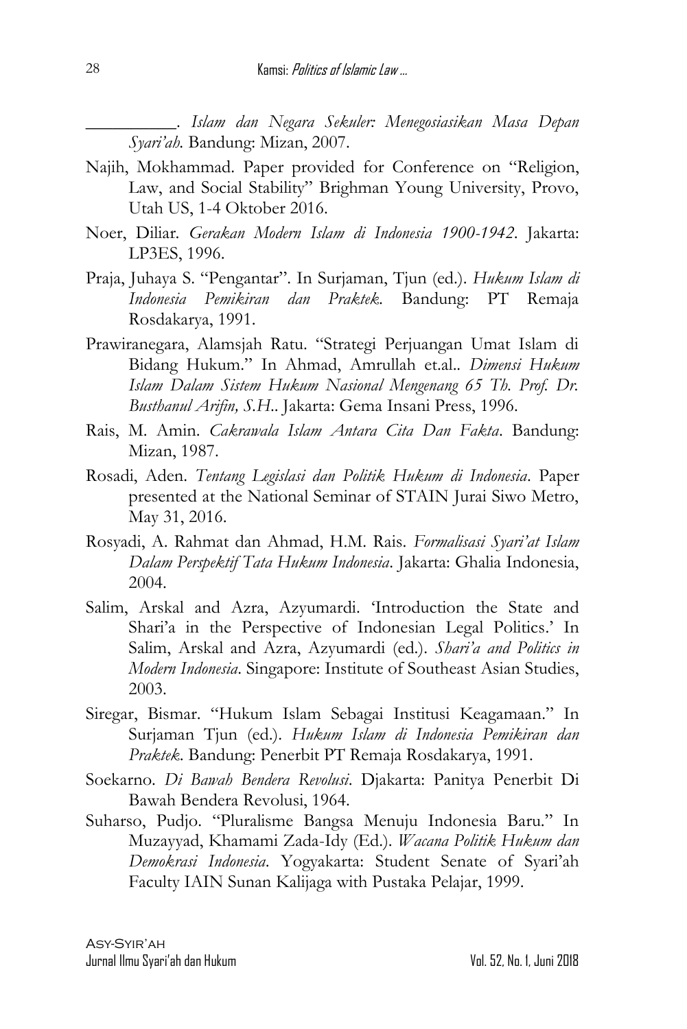__________. *Islam dan Negara Sekuler: Menegosiasikan Masa Depan Syari'ah*. Bandung: Mizan, 2007.

Najih, Mokhammad. Paper provided for Conference on "Religion, Law, and Social Stability" Brighman Young University, Provo, Utah US, 1-4 Oktober 2016.

Noer, Diliar. *Gerakan Modern Islam di Indonesia 1900-1942*. Jakarta: LP3ES, 1996.

Praja, Juhaya S. "Pengantar". In Surjaman, Tjun (ed.). *Hukum Islam di Indonesia Pemikiran dan Praktek*. Bandung: PT Remaja Rosdakarya, 1991.

Prawiranegara, Alamsjah Ratu. "Strategi Perjuangan Umat Islam di Bidang Hukum." In Ahmad, Amrullah et.al.. *Dimensi Hukum Islam Dalam Sistem Hukum Nasional Mengenang 65 Th. Prof. Dr. Busthanul Arifin, S.H.*. Jakarta: Gema Insani Press, 1996.

Rais, M. Amin. *Cakrawala Islam Antara Cita Dan Fakta*. Bandung: Mizan, 1987.

Rosadi, Aden. *Tentang Legislasi dan Politik Hukum di Indonesia*. Paper presented at the National Seminar of STAIN Jurai Siwo Metro, May 31, 2016.

Rosyadi, A. Rahmat dan Ahmad, H.M. Rais. *Formalisasi Syari'at Islam Dalam Perspektif Tata Hukum Indonesia*. Jakarta: Ghalia Indonesia, 2004.

Salim, Arskal and Azra, Azyumardi. 'Introduction the State and Shari'a in the Perspective of Indonesian Legal Politics.' In Salim, Arskal and Azra, Azyumardi (ed.). *Shari'a and Politics in Modern Indonesia*. Singapore: Institute of Southeast Asian Studies, 2003.

Siregar, Bismar. "Hukum Islam Sebagai Institusi Keagamaan." In Surjaman Tjun (ed.). *Hukum Islam di Indonesia Pemikiran dan Praktek*. Bandung: Penerbit PT Remaja Rosdakarya, 1991.

Soekarno. *Di Bawah Bendera Revolusi*. Djakarta: Panitya Penerbit Di Bawah Bendera Revolusi, 1964.

Suharso, Pudjo. "Pluralisme Bangsa Menuju Indonesia Baru." In Muzayyad, Khamami Zada-Idy (Ed.). *Wacana Politik Hukum dan Demokrasi Indonesia*. Yogyakarta: Student Senate of Syari'ah Faculty IAIN Sunan Kalijaga with Pustaka Pelajar, 1999.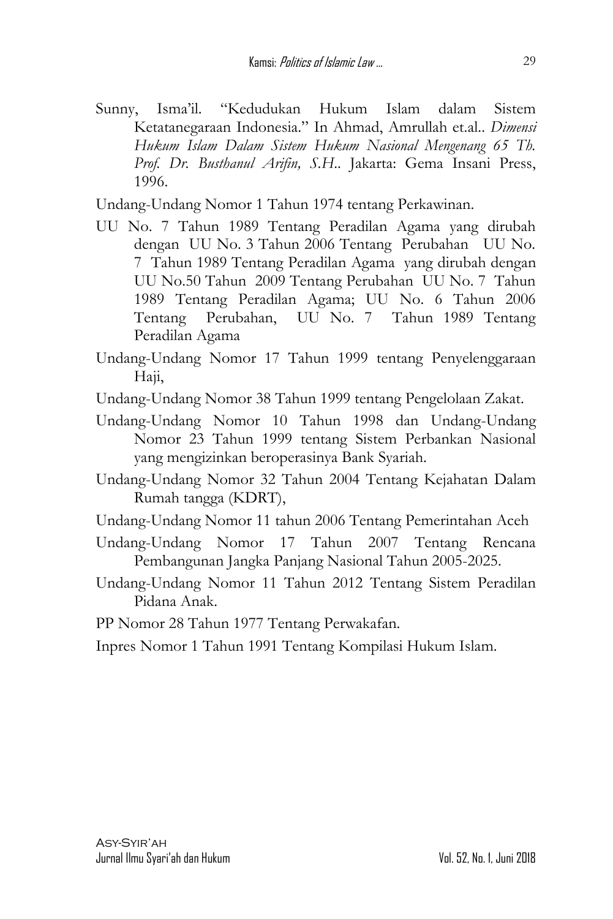Sunny, Isma'il. "Kedudukan Hukum Islam dalam Sistem Ketatanegaraan Indonesia." In Ahmad, Amrullah et.al.. *Dimensi Hukum Islam Dalam Sistem Hukum Nasional Mengenang 65 Th. Prof. Dr. Busthanul Arifin, S.H.*. Jakarta: Gema Insani Press, 1996.

Undang-Undang Nomor 1 Tahun 1974 tentang Perkawinan.

UU No. 7 Tahun 1989 Tentang Peradilan Agama yang dirubah dengan UU No. 3 Tahun 2006 Tentang Perubahan UU No. 7 Tahun 1989 Tentang Peradilan Agama yang dirubah dengan UU No.50 Tahun 2009 Tentang Perubahan UU No. 7 Tahun 1989 Tentang Peradilan Agama; UU No. 6 Tahun 2006 Tentang Perubahan, UU No. 7 Tahun 1989 Tentang Peradilan Agama

Undang-Undang Nomor 17 Tahun 1999 tentang Penyelenggaraan Haji,

Undang-Undang Nomor 38 Tahun 1999 tentang Pengelolaan Zakat.

Undang-Undang Nomor 10 Tahun 1998 dan Undang-Undang Nomor 23 Tahun 1999 tentang Sistem Perbankan Nasional yang mengizinkan beroperasinya Bank Syariah.

Undang-Undang Nomor 32 Tahun 2004 Tentang Kejahatan Dalam Rumah tangga (KDRT),

Undang-Undang Nomor 11 tahun 2006 Tentang Pemerintahan Aceh

Undang-Undang Nomor 17 Tahun 2007 Tentang Rencana Pembangunan Jangka Panjang Nasional Tahun 2005-2025.

Undang-Undang Nomor 11 Tahun 2012 Tentang Sistem Peradilan Pidana Anak.

PP Nomor 28 Tahun 1977 Tentang Perwakafan.

Inpres Nomor 1 Tahun 1991 Tentang Kompilasi Hukum Islam.